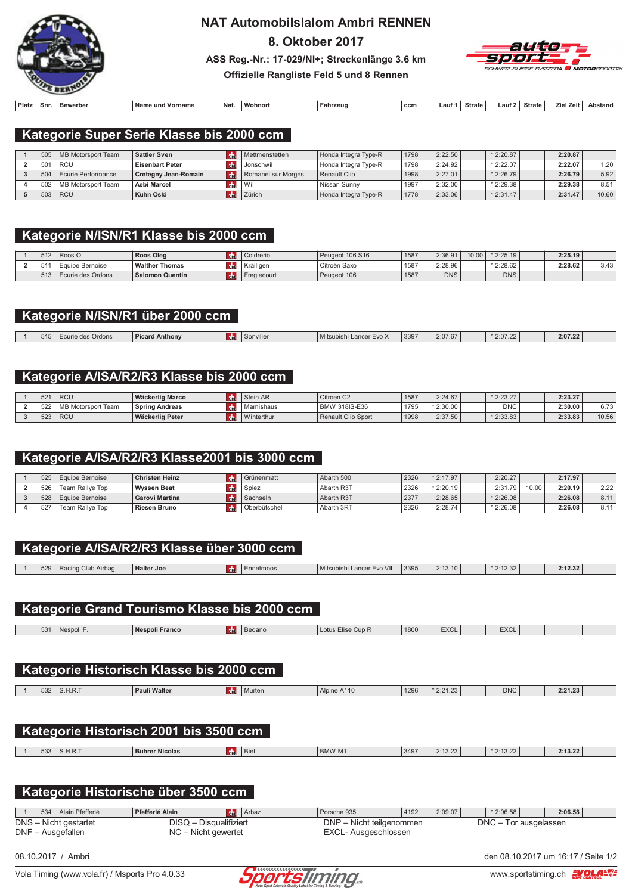# NAT Automobilslalom Ambri RENNEN

## 8. Oktober 2017

**ASS Reg.-Nr.: 17-029/NI+; Streckenlänge 3.6 km**

**Offizielle Rangliste Feld 5 und 8 Rennen**

## Kategorie Super Serie Klasse bis 2000 ccm

| Platz | Snr. | Bewerber | Name und Vorname | Nat. | Wohnort | Fahrzeug | ccm | Lauf 1 | Strafe | Lauf 2 | Strafe | Ziel Zeit | Abstand |
|---|---|---|---|---|---|---|---|---|---|---|---|---|---|
| 1 | 505 | MB Motorsport Team | **Sattler Sven** | CH | Mettmenstetten | Honda Integra Type-R | 1798 | 2:22.50 | | * 2:20.87 | | **2:20.87** | |
| 2 | 501 | RCU | **Eisenbart Peter** | CH | Jonschwil | Honda Integra Type-R | 1798 | 2:24.92 | | * 2:22.07 | | **2:22.07** | 1.20 |
| 3 | 504 | Ecurie Performance | **Cretegny Jean-Romain** | CH | Romanel sur Morges | Renault Clio | 1998 | 2:27.01 | | * 2:26.79 | | **2:26.79** | 5.92 |
| 4 | 502 | MB Motorsport Team | **Aebi Marcel** | CH | Wil | Nissan Sunny | 1997 | 2:32.00 | | * 2:29.38 | | **2:29.38** | 8.51 |
| 5 | 503 | RCU | **Kuhn Oski** | CH | Zürich | Honda Integra Type-R | 1778 | 2:33.06 | | * 2:31.47 | | **2:31.47** | 10.60 |

## Kategorie N/ISN/R1 Klasse bis 2000 ccm

| Platz | Snr. | Bewerber | Name und Vorname | Nat. | Wohnort | Fahrzeug | ccm | Lauf 1 | Strafe | Lauf 2 | Strafe | Ziel Zeit | Abstand |
|---|---|---|---|---|---|---|---|---|---|---|---|---|---|
| 1 | 512 | Roos O. | **Roos Oleg** | CH | Coldrerio | Peugeot 106 S16 | 1587 | 2:36.91 | 10.00 | * 2:25.19 | | **2:25.19** | |
| 2 | 511 | Equipe Bernoise | **Walther Thomas** | CH | Kräiligen | Citroën Saxo | 1587 | 2:28.96 | | * 2:28.62 | | **2:28.62** | 3.43 |
| | 513 | Ecurie des Ordons | **Salomon Quentin** | CH | Fregiecourt | Peugeot 106 | 1587 | DNS | | DNS | | | |

## Kategorie N/ISN/R1 über 2000 ccm

| Platz | Snr. | Bewerber | Name und Vorname | Nat. | Wohnort | Fahrzeug | ccm | Lauf 1 | Strafe | Lauf 2 | Strafe | Ziel Zeit | Abstand |
|---|---|---|---|---|---|---|---|---|---|---|---|---|---|
| 1 | 515 | Ecurie des Ordons | **Picard Anthony** | CH | Sonvilier | Mitsubishi Lancer Evo X | 3397 | 2:07.67 | | * 2:07.22 | | **2:07.22** | |

## Kategorie A/ISA/R2/R3 Klasse bis 2000 ccm

| Platz | Snr. | Bewerber | Name und Vorname | Nat. | Wohnort | Fahrzeug | ccm | Lauf 1 | Strafe | Lauf 2 | Strafe | Ziel Zeit | Abstand |
|---|---|---|---|---|---|---|---|---|---|---|---|---|---|
| 1 | 521 | RCU | **Wäckerlig Marco** | CH | Stein AR | Citroen C2 | 1587 | 2:24.67 | | * 2:23.27 | | **2:23.27** | |
| 2 | 522 | MB Motorsport Team | **Spring Andreas** | CH | Mamishaus | BMW 318IS-E36 | 1795 | * 2:30.00 | | DNC | | **2:30.00** | 6.73 |
| 3 | 523 | RCU | **Wäckerlig Peter** | CH | Winterthur | Renault Clio Sport | 1998 | 2:37.50 | | * 2:33.83 | | **2:33.83** | 10.56 |

## Kategorie A/ISA/R2/R3 Klasse2001 bis 3000 ccm

| Platz | Snr. | Bewerber | Name und Vorname | Nat. | Wohnort | Fahrzeug | ccm | Lauf 1 | Strafe | Lauf 2 | Strafe | Ziel Zeit | Abstand |
|---|---|---|---|---|---|---|---|---|---|---|---|---|---|
| 1 | 525 | Equipe Bernoise | **Christen Heinz** | CH | Grünenmatt | Abarth 500 | 2326 | * 2:17.97 | | 2:20.27 | | **2:17.97** | |
| 2 | 526 | Team Rallye Top | **Wyssen Beat** | CH | Spiez | Abarth R3T | 2326 | * 2:20.19 | | 2:31.79 | 10.00 | **2:20.19** | 2.22 |
| 3 | 528 | Equipe Bernoise | **Garovi Martina** | CH | Sachseln | Abarth R3T | 2377 | 2:28.65 | | * 2:26.08 | | **2:26.08** | 8.11 |
| 4 | 527 | Team Rallye Top | **Riesen Bruno** | CH | Oberbütschel | Abarth 3RT | 2326 | 2:28.74 | | * 2:26.08 | | **2:26.08** | 8.11 |

## Kategorie A/ISA/R2/R3 Klasse über 3000 ccm

| Platz | Snr. | Bewerber | Name und Vorname | Nat. | Wohnort | Fahrzeug | ccm | Lauf 1 | Strafe | Lauf 2 | Strafe | Ziel Zeit | Abstand |
|---|---|---|---|---|---|---|---|---|---|---|---|---|---|
| 1 | 529 | Racing Club Airbag | **Halter Joe** | CH | Ennetmoos | Mitsubishi Lancer Evo VII | 3395 | 2:13.10 | | * 2:12.32 | | **2:12.32** | |

## Kategorie Grand Tourismo Klasse bis 2000 ccm

| Platz | Snr. | Bewerber | Name und Vorname | Nat. | Wohnort | Fahrzeug | ccm | Lauf 1 | Strafe | Lauf 2 | Strafe | Ziel Zeit | Abstand |
|---|---|---|---|---|---|---|---|---|---|---|---|---|---|
| | 531 | Nespoli F. | **Nespoli Franco** | CH | Bedano | Lotus Elise Cup R | 1800 | EXCL | | EXCL | | | |

## Kategorie Historisch Klasse bis 2000 ccm

| Platz | Snr. | Bewerber | Name und Vorname | Nat. | Wohnort | Fahrzeug | ccm | Lauf 1 | Strafe | Lauf 2 | Strafe | Ziel Zeit | Abstand |
|---|---|---|---|---|---|---|---|---|---|---|---|---|---|
| 1 | 532 | S.H.R.T | **Pauli Walter** | CH | Murten | Alpine A110 | 1296 | * 2:21.23 | | DNC | | **2:21.23** | |

## Kategorie Historisch 2001 bis 3500 ccm

| Platz | Snr. | Bewerber | Name und Vorname | Nat. | Wohnort | Fahrzeug | ccm | Lauf 1 | Strafe | Lauf 2 | Strafe | Ziel Zeit | Abstand |
|---|---|---|---|---|---|---|---|---|---|---|---|---|---|
| 1 | 533 | S.H.R.T | **Bührer Nicolas** | CH | Biel | BMW M1 | 3497 | 2:13.23 | | * 2:13.22 | | **2:13.22** | |

## Kategorie Historische über 3500 ccm

| Platz | Snr. | Bewerber | Name und Vorname | Nat. | Wohnort | Fahrzeug | ccm | Lauf 1 | Strafe | Lauf 2 | Strafe | Ziel Zeit | Abstand |
|---|---|---|---|---|---|---|---|---|---|---|---|---|---|
| 1 | 534 | Alain Pfefferlé | **Pfefferlé Alain** | CH | Arbaz | Porsche 935 | 4192 | 2:09.07 | | * 2:06.58 | | **2:06.58** | |

DNS – Nicht gestartet
DNF – Ausgefallen
DISQ – Disqualifiziert
NC – Nicht gewertet
DNP – Nicht teilgenommen
EXCL- Ausgeschlossen
DNC – Tor ausgelassen

08.10.2017 / Ambri

den 08.10.2017 um 16:17

Vola Timing (www.vola.fr) / Msports Pro 4.0.33

www.sportstiming.ch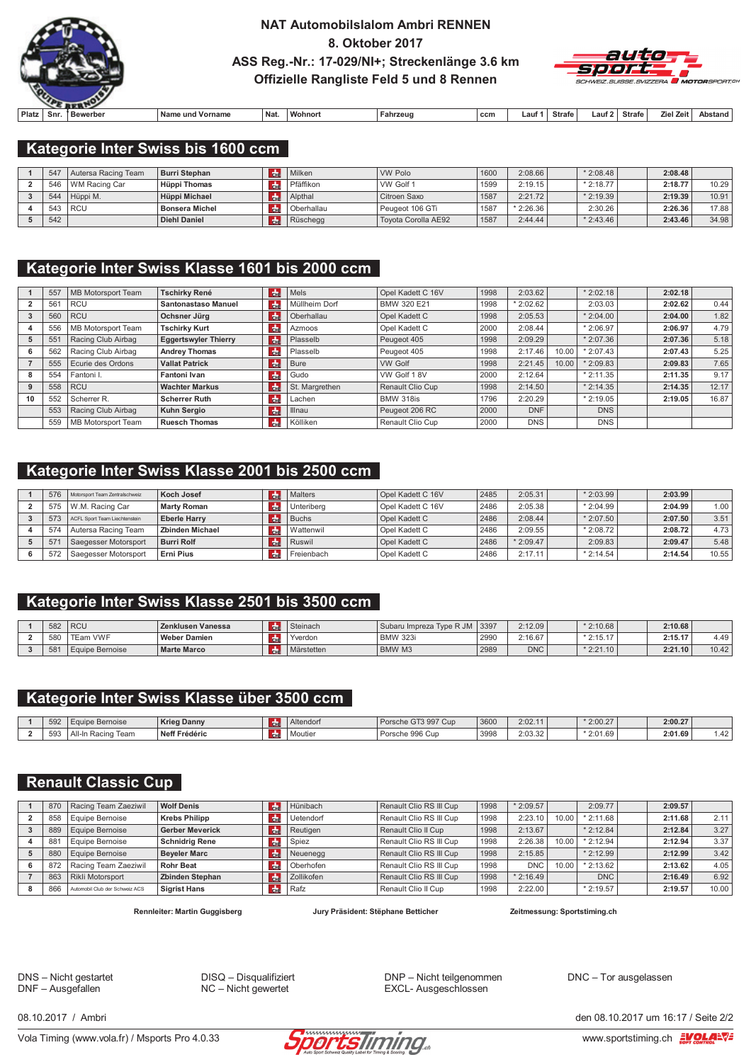# NAT Automobilslalom Ambri RENNEN

## 8. Oktober 2017

## ASS Reg.-Nr.: 17-029/NI+; Streckenlänge 3.6 km

## Offizielle Rangliste Feld 5 und 8 Rennen

### Kategorie Inter Swiss bis 1600 ccm

| Platz | Snr. | Bewerber | Name und Vorname | Nat. | Wohnort | Fahrzeug | ccm | Lauf 1 | Strafe | Lauf 2 | Strafe | Ziel Zeit | Abstand |
|---|---|---|---|---|---|---|---|---|---|---|---|---|---|
| 1 | 547 | Autersa Racing Team | **Burri Stephan** | CH | Milken | VW Polo | 1600 | 2:08.66 | | * 2:08.48 | | **2:08.48** | |
| 2 | 546 | WM Racing Car | **Hüppi Thomas** | CH | Pfäffikon | VW Golf 1 | 1599 | 2:19.15 | | * 2:18.77 | | **2:18.77** | 10.29 |
| 3 | 544 | Hüppi M. | **Hüppi Michael** | CH | Alpthal | Citroen Saxo | 1587 | 2:21.72 | | * 2:19.39 | | **2:19.39** | 10.91 |
| 4 | 543 | RCU | **Bonsera Michel** | CH | Oberhallau | Peugeot 106 GTi | 1587 | * 2:26.36 | | 2:30.26 | | **2:26.36** | 17.88 |
| 5 | 542 | | **Diehl Daniel** | CH | Rüschegg | Toyota Corolla AE92 | 1587 | 2:44.44 | | * 2:43.46 | | **2:43.46** | 34.98 |

### Kategorie Inter Swiss Klasse 1601 bis 2000 ccm

| Platz | Snr. | Bewerber | Name und Vorname | Nat. | Wohnort | Fahrzeug | ccm | Lauf 1 | Strafe | Lauf 2 | Strafe | Ziel Zeit | Abstand |
|---|---|---|---|---|---|---|---|---|---|---|---|---|---|
| 1 | 557 | MB Motorsport Team | **Tschirky René** | CH | Mels | Opel Kadett C 16V | 1998 | 2:03.62 | | * 2:02.18 | | **2:02.18** | |
| 2 | 561 | RCU | **Santonastaso Manuel** | CH | Müllheim Dorf | BMW 320 E21 | 1998 | * 2:02.62 | | 2:03.03 | | **2:02.62** | 0.44 |
| 3 | 560 | RCU | **Ochsner Jürg** | CH | Oberhallau | Opel Kadett C | 1998 | 2:05.53 | | * 2:04.00 | | **2:04.00** | 1.82 |
| 4 | 556 | MB Motorsport Team | **Tschirky Kurt** | CH | Azmoos | Opel Kadett C | 2000 | 2:08.44 | | * 2:06.97 | | **2:06.97** | 4.79 |
| 5 | 551 | Racing Club Airbag | **Eggertswyler Thierry** | CH | Plasselb | Peugeot 405 | 1998 | 2:09.29 | | * 2:07.36 | | **2:07.36** | 5.18 |
| 6 | 562 | Racing Club Airbag | **Andrey Thomas** | CH | Plasselb | Peugeot 405 | 1998 | 2:17.46 | 10.00 | * 2:07.43 | | **2:07.43** | 5.25 |
| 7 | 555 | Ecurie des Ordons | **Vallat Patrick** | CH | Bure | VW Golf | 1998 | 2:21.45 | 10.00 | * 2:09.83 | | **2:09.83** | 7.65 |
| 8 | 554 | Fantoni I. | **Fantoni Ivan** | CH | Gudo | VW Golf 1 8V | 2000 | 2:12.64 | | * 2:11.35 | | **2:11.35** | 9.17 |
| 9 | 558 | RCU | **Wachter Markus** | CH | St. Margrethen | Renault Clio Cup | 1998 | 2:14.50 | | * 2:14.35 | | **2:14.35** | 12.17 |
| 10 | 552 | Scherrer R. | **Scherrer Ruth** | CH | Lachen | BMW 318is | 1796 | 2:20.29 | | * 2:19.05 | | **2:19.05** | 16.87 |
| | 553 | Racing Club Airbag | **Kuhn Sergio** | CH | Illnau | Peugeot 206 RC | 2000 | DNF | | DNS | | | |
| | 559 | MB Motorsport Team | **Ruesch Thomas** | CH | Kölliken | Renault Clio Cup | 2000 | DNS | | DNS | | | |

### Kategorie Inter Swiss Klasse 2001 bis 2500 ccm

| Platz | Snr. | Bewerber | Name und Vorname | Nat. | Wohnort | Fahrzeug | ccm | Lauf 1 | Strafe | Lauf 2 | Strafe | Ziel Zeit | Abstand |
|---|---|---|---|---|---|---|---|---|---|---|---|---|---|
| 1 | 576 | Motorsport Team Zentralschweiz | **Koch Josef** | CH | Malters | Opel Kadett C 16V | 2485 | 2:05.31 | | * 2:03.99 | | **2:03.99** | |
| 2 | 575 | W.M. Racing Car | **Marty Roman** | CH | Unteriberg | Opel Kadett C 16V | 2486 | 2:05.38 | | * 2:04.99 | | **2:04.99** | 1.00 |
| 3 | 573 | ACFL Sport Team Liechtenstein | **Eberle Harry** | CH | Buchs | Opel Kadett C | 2486 | 2:08.44 | | * 2:07.50 | | **2:07.50** | 3.51 |
| 4 | 574 | Autersa Racing Team | **Zbinden Michael** | CH | Wattenwil | Opel Kadett C | 2486 | 2:09.55 | | * 2:08.72 | | **2:08.72** | 4.73 |
| 5 | 571 | Saegesser Motorsport | **Burri Rolf** | CH | Ruswil | Opel Kadett C | 2486 | * 2:09.47 | | 2:09.83 | | **2:09.47** | 5.48 |
| 6 | 572 | Saegesser Motorsport | **Erni Pius** | CH | Freienbach | Opel Kadett C | 2486 | 2:17.11 | | * 2:14.54 | | **2:14.54** | 10.55 |

### Kategorie Inter Swiss Klasse 2501 bis 3500 ccm

| Platz | Snr. | Bewerber | Name und Vorname | Nat. | Wohnort | Fahrzeug | ccm | Lauf 1 | Strafe | Lauf 2 | Strafe | Ziel Zeit | Abstand |
|---|---|---|---|---|---|---|---|---|---|---|---|---|---|
| 1 | 582 | RCU | **Zenklusen Vanessa** | CH | Steinach | Subaru Impreza Type R JM | 3397 | 2:12.09 | | * 2:10.68 | | **2:10.68** | |
| 2 | 580 | TEam VWF | **Weber Damien** | CH | Yverdon | BMW 323i | 2990 | 2:16.67 | | * 2:15.17 | | **2:15.17** | 4.49 |
| 3 | 581 | Equipe Bernoise | **Marte Marco** | CH | Märstetten | BMW M3 | 2989 | DNC | | * 2:21.10 | | **2:21.10** | 10.42 |

### Kategorie Inter Swiss Klasse über 3500 ccm

| Platz | Snr. | Bewerber | Name und Vorname | Nat. | Wohnort | Fahrzeug | ccm | Lauf 1 | Strafe | Lauf 2 | Strafe | Ziel Zeit | Abstand |
|---|---|---|---|---|---|---|---|---|---|---|---|---|---|
| 1 | 592 | Equipe Bernoise | **Krieg Danny** | CH | Altendorf | Porsche GT3 997 Cup | 3600 | 2:02.11 | | * 2:00.27 | | **2:00.27** | |
| 2 | 593 | All-In Racing Team | **Neff Frédéric** | CH | Moutier | Porsche 996 Cup | 3998 | 2:03.32 | | * 2:01.69 | | **2:01.69** | 1.42 |

### Renault Classic Cup

| Platz | Snr. | Bewerber | Name und Vorname | Nat. | Wohnort | Fahrzeug | ccm | Lauf 1 | Strafe | Lauf 2 | Strafe | Ziel Zeit | Abstand |
|---|---|---|---|---|---|---|---|---|---|---|---|---|---|
| 1 | 870 | Racing Team Zaeziwil | **Wolf Denis** | CH | Hünibach | Renault Clio RS III Cup | 1998 | * 2:09.57 | | 2:09.77 | | **2:09.57** | |
| 2 | 858 | Equipe Bernoise | **Krebs Philipp** | CH | Uetendorf | Renault Clio RS III Cup | 1998 | 2:23.10 | 10.00 | * 2:11.68 | | **2:11.68** | 2.11 |
| 3 | 889 | Equipe Bernoise | **Gerber Meverick** | CH | Reutigen | Renault Clio II Cup | 1998 | 2:13.67 | | * 2:12.84 | | **2:12.84** | 3.27 |
| 4 | 881 | Equipe Bernoise | **Schnidrig Rene** | CH | Spiez | Renault Clio RS III Cup | 1998 | 2:26.38 | 10.00 | * 2:12.94 | | **2:12.94** | 3.37 |
| 5 | 880 | Equipe Bernoise | **Beyeler Marc** | CH | Neuenegg | Renault Clio RS III Cup | 1998 | 2:15.85 | | * 2:12.99 | | **2:12.99** | 3.42 |
| 6 | 872 | Racing Team Zaeziwil | **Rohr Beat** | CH | Oberhofen | Renault Clio RS III Cup | 1998 | DNC | 10.00 | * 2:13.62 | | **2:13.62** | 4.05 |
| 7 | 863 | Rikli Motorsport | **Zbinden Stephan** | CH | Zollikofen | Renault Clio RS III Cup | 1998 | * 2:16.49 | | DNC | | **2:16.49** | 6.92 |
| 8 | 866 | Automobil Club der Schweiz ACS | **Sigrist Hans** | CH | Rafz | Renault Clio II Cup | 1998 | 2:22.00 | | * 2:19.57 | | **2:19.57** | 10.00 |

**Rennleiter: Martin Guggisberg** **Jury Präsident: Stéphane Betticher** **Zeitmessung: Sportstiming.ch**

DNS – Nicht gestartet
DNF – Ausgefallen
DISQ – Disqualifiziert
NC – Nicht gewertet
DNP – Nicht teilgenommen
EXCL- Ausgeschlossen
DNC – Tor ausgelassen

08.10.2017 / Ambri — den 08.10.2017 um 16:17

Vola Timing (www.vola.fr) / Msports Pro 4.0.33 — www.sportstiming.ch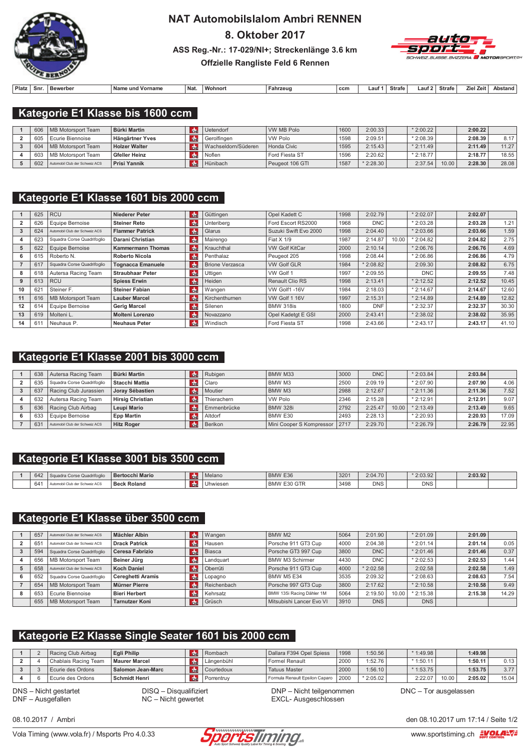# NAT Automobilslalom Ambri RENNEN

## 8. Oktober 2017

### ASS Reg.-Nr.: 17-029/NI+; Streckenlänge 3.6 km

### Offzielle Rangliste Feld 6 Rennen

## Kategorie E1 Klasse bis 1600 ccm

| Platz | Snr. | Bewerber | Name und Vorname | Nat. | Wohnort | Fahrzeug | ccm | Lauf 1 | Strafe | Lauf 2 | Strafe | Ziel Zeit | Abstand |
|---|---|---|---|---|---|---|---|---|---|---|---|---|---|
| 1 | 606 | MB Motorsport Team | **Bürki Martin** | CH | Uetendorf | VW MB Polo | 1600 | 2:00.33 | | * 2:00.22 | | **2:00.22** | |
| 2 | 605 | Ecurie Biennoise | **Hängärtner Yves** | CH | Gerolfingen | VW Polo | 1598 | 2:09.51 | | * 2:08.39 | | **2:08.39** | 8.17 |
| 3 | 604 | MB Motorsport Team | **Holzer Walter** | CH | Wachseldorn/Süderen | Honda Civic | 1595 | 2:15.43 | | * 2:11.49 | | **2:11.49** | 11.27 |
| 4 | 603 | MB Motorsport Team | **Gfeller Heinz** | CH | Noflen | Ford Fiesta ST | 1596 | 2:20.62 | | * 2:18.77 | | **2:18.77** | 18.55 |
| 5 | 602 | Automobil Club der Schweiz ACS | **Prisi Yannik** | CH | Hünibach | Peugeot 106 GTI | 1587 | * 2:28.30 | | 2:37.54 | 10.00 | **2:28.30** | 28.08 |

## Kategorie E1 Klasse 1601 bis 2000 ccm

| Platz | Snr. | Bewerber | Name und Vorname | Nat. | Wohnort | Fahrzeug | ccm | Lauf 1 | Strafe | Lauf 2 | Strafe | Ziel Zeit | Abstand |
|---|---|---|---|---|---|---|---|---|---|---|---|---|---|
| 1 | 625 | RCU | **Niederer Peter** | CH | Güttingen | Opel Kadett C | 1998 | 2:02.79 | | * 2:02.07 | | **2:02.07** | |
| 2 | 626 | Equipe Bernoise | **Steiner Reto** | CH | Unteriberg | Ford Escort RS2000 | 1968 | DNC | | * 2:03.28 | | **2:03.28** | 1.21 |
| 3 | 624 | Automobil Club der Schweiz ACS | **Flammer Patrick** | CH | Glarus | Suzuki Swift Evo 2000 | 1998 | 2:04.40 | | * 2:03.66 | | **2:03.66** | 1.59 |
| 4 | 623 | Squadra Corse Quadrifoglio | **Darani Christian** | CH | Mairengo | Fiat X 1/9 | 1987 | 2:14.87 | 10.00 | * 2:04.82 | | **2:04.82** | 2.75 |
| 5 | 622 | Equipe Bernoise | **Kammermann Thomas** | CH | Krauchthal | VW Golf KitCar | 2000 | 2:10.14 | | * 2:06.76 | | **2:06.76** | 4.69 |
| 6 | 615 | Roberto N. | **Roberto Nicola** | CH | Penthalaz | Peugeot 205 | 1998 | 2:08.44 | | * 2:06.86 | | **2:06.86** | 4.79 |
| 7 | 617 | Squadra Corse Quadrifoglio | **Tognacca Emanuele** | CH | Brione Verzasca | VW Golf GLR | 1984 | * 2:08.82 | | 2:09.30 | | **2:08.82** | 6.75 |
| 8 | 618 | Autersa Racing Team | **Straubhaar Peter** | CH | Uttigen | VW Golf 1 | 1997 | * 2:09.55 | | DNC | | **2:09.55** | 7.48 |
| 9 | 613 | RCU | **Spiess Erwin** | CH | Heiden | Renault Clio RS | 1998 | 2:13.41 | | * 2:12.52 | | **2:12.52** | 10.45 |
| 10 | 621 | Steiner F. | **Steiner Fabian** | CH | Wangen | VW Golf1 -16V | 1984 | 2:18.03 | | * 2:14.67 | | **2:14.67** | 12.60 |
| 11 | 616 | MB Motorsport Team | **Lauber Marcel** | CH | Kirchenthurnen | VW Golf 1 16V | 1997 | 2:15.31 | | * 2:14.89 | | **2:14.89** | 12.82 |
| 12 | 614 | Equipe Bernoise | **Gerig Marcel** | CH | Silenen | BMW 318is | 1800 | DNF | | * 2:32.37 | | **2:32.37** | 30.30 |
| 13 | 619 | Molteni L. | **Molteni Lorenzo** | CH | Novazzano | Opel Kadetgt E GSI | 2000 | 2:43.41 | | * 2:38.02 | | **2:38.02** | 35.95 |
| 14 | 611 | Neuhaus P. | **Neuhaus Peter** | CH | Windisch | Ford Fiesta ST | 1998 | 2:43.66 | | * 2:43.17 | | **2:43.17** | 41.10 |

## Kategorie E1 Klasse 2001 bis 3000 ccm

| Platz | Snr. | Bewerber | Name und Vorname | Nat. | Wohnort | Fahrzeug | ccm | Lauf 1 | Strafe | Lauf 2 | Strafe | Ziel Zeit | Abstand |
|---|---|---|---|---|---|---|---|---|---|---|---|---|---|
| 1 | 638 | Autersa Racing Team | **Bürki Martin** | CH | Rubigen | BMW M33 | 3000 | DNC | | * 2:03.84 | | **2:03.84** | |
| 2 | 635 | Squadra Corse Quadrifoglio | **Stacchi Mattia** | CH | Claro | BMW M3 | 2500 | 2:09.19 | | * 2:07.90 | | **2:07.90** | 4.06 |
| 3 | 637 | Racing Club Jurassien | **Joray Sébastien** | CH | Moutier | BMW M3 | 2988 | 2:12.67 | | * 2:11.36 | | **2:11.36** | 7.52 |
| 4 | 632 | Autersa Racing Team | **Hirsig Christian** | CH | Thierachern | VW Polo | 2346 | 2:15.28 | | * 2:12.91 | | **2:12.91** | 9.07 |
| 5 | 636 | Racing Club Airbag | **Leupi Mario** | CH | Emmenbrücke | BMW 328i | 2792 | 2:25.47 | 10.00 | * 2:13.49 | | **2:13.49** | 9.65 |
| 6 | 633 | Equipe Bernoise | **Epp Martin** | CH | Altdorf | BMW E30 | 2493 | 2:28.13 | | * 2:20.93 | | **2:20.93** | 17.09 |
| 7 | 631 | Automobil Club der Schweiz ACS | **Hitz Roger** | CH | Berikon | Mini Cooper S Kompressor | 2717 | 2:29.70 | | * 2:26.79 | | **2:26.79** | 22.95 |

## Kategorie E1 Klasse 3001 bis 3500 ccm

| Platz | Snr. | Bewerber | Name und Vorname | Nat. | Wohnort | Fahrzeug | ccm | Lauf 1 | Strafe | Lauf 2 | Strafe | Ziel Zeit | Abstand |
|---|---|---|---|---|---|---|---|---|---|---|---|---|---|
| 1 | 642 | Squadra Corse Quadrifoglio | **Bertocchi Mario** | CH | Melano | BMW E36 | 3201 | 2:04.70 | | * 2:03.92 | | **2:03.92** | |
| | 641 | Automobil Club der Schweiz ACS | **Beck Roland** | CH | Uhwiesen | BMW E30 GTR | 3498 | DNS | | DNS | | | |

## Kategorie E1 Klasse über 3500 ccm

| Platz | Snr. | Bewerber | Name und Vorname | Nat. | Wohnort | Fahrzeug | ccm | Lauf 1 | Strafe | Lauf 2 | Strafe | Ziel Zeit | Abstand |
|---|---|---|---|---|---|---|---|---|---|---|---|---|---|
| 1 | 657 | Automobil Club der Schweiz ACS | **Mächler Albin** | CH | Wangen | BMW M2 | 5064 | 2:01.90 | | * 2:01.09 | | **2:01.09** | |
| 2 | 651 | Automobil Club der Schweiz ACS | **Drack Patrick** | CH | Hausen | Porsche 911 GT3 Cup | 4000 | 2:04.38 | | * 2:01.14 | | **2:01.14** | 0.05 |
| 3 | 594 | Squadra Corse Quadrifoglio | **Ceresa Fabrizio** | CH | Biasca | Porsche GT3 997 Cup | 3800 | DNC | | * 2:01.46 | | **2:01.46** | 0.37 |
| 4 | 656 | MB Motorsport Team | **Beiner Jürg** | CH | Landquart | BMW M3 Schirmer | 4430 | DNC | | * 2:02.53 | | **2:02.53** | 1.44 |
| 5 | 658 | Automobil Club der Schweiz ACS | **Koch Daniel** | CH | Oberrüti | Porsche 911 GT3 Cup | 4000 | * 2:02.58 | | 2:02.58 | | **2:02.58** | 1.49 |
| 6 | 652 | Squadra Corse Quadrifoglio | **Cereghetti Aramis** | CH | Lopagno | BMW M5 E34 | 3535 | 2:09.32 | | * 2:08.63 | | **2:08.63** | 7.54 |
| 7 | 654 | MB Motorsport Team | **Mürner Pierre** | CH | Reichenbach | Porsche 997 GT3 Cup | 3800 | 2:17.62 | | * 2:10.58 | | **2:10.58** | 9.49 |
| 8 | 653 | Ecurie Biennoise | **Bieri Herbert** | CH | Kehrsatz | BMW 135i Racing Dähler 1M | 5064 | 2:19.50 | 10.00 | * 2:15.38 | | **2:15.38** | 14.29 |
| | 655 | MB Motorsport Team | **Tarnutzer Koni** | CH | Grüsch | Mitsubishi Lancer Evo VI | 3910 | DNS | | DNS | | | |

## Kategorie E2 Klasse Single Seater 1601 bis 2000 ccm

| Platz | Snr. | Bewerber | Name und Vorname | Nat. | Wohnort | Fahrzeug | ccm | Lauf 1 | Strafe | Lauf 2 | Strafe | Ziel Zeit | Abstand |
|---|---|---|---|---|---|---|---|---|---|---|---|---|---|
| 1 | 2 | Racing Club Airbag | **Egli Philip** | CH | Rombach | Dallara F394 Opel Spiess | 1998 | 1:50.56 | | * 1:49.98 | | **1:49.98** | |
| 2 | 4 | Chablais Racing Team | **Maurer Marcel** | CH | Längenbühl | Formel Renault | 2000 | 1:52.76 | | * 1:50.11 | | **1:50.11** | 0.13 |
| 3 | 3 | Ecurie des Ordons | **Salomon Jean-Marc** | CH | Courtedoux | Tatuus Master | 2000 | 1:56.10 | | * 1:53.75 | | **1:53.75** | 3.77 |
| 4 | 6 | Ecurie des Ordons | **Schmidt Henri** | CH | Porrentruy | Formula Renault Epsilon Caparo | 2000 | * 2:05.02 | | 2:22.07 | 10.00 | **2:05.02** | 15.04 |

DNS – Nicht gestartet
DNF – Ausgefallen
DISQ – Disqualifiziert
NC – Nicht gewertet
DNP – Nicht teilgenommen
EXCL- Ausgeschlossen
DNC – Tor ausgelassen

08.10.2017 / Ambri

den 08.10.2017 um 17:14 / Seite 1/2

Vola Timing (www.vola.fr) / Msports Pro 4.0.33

www.sportstiming.ch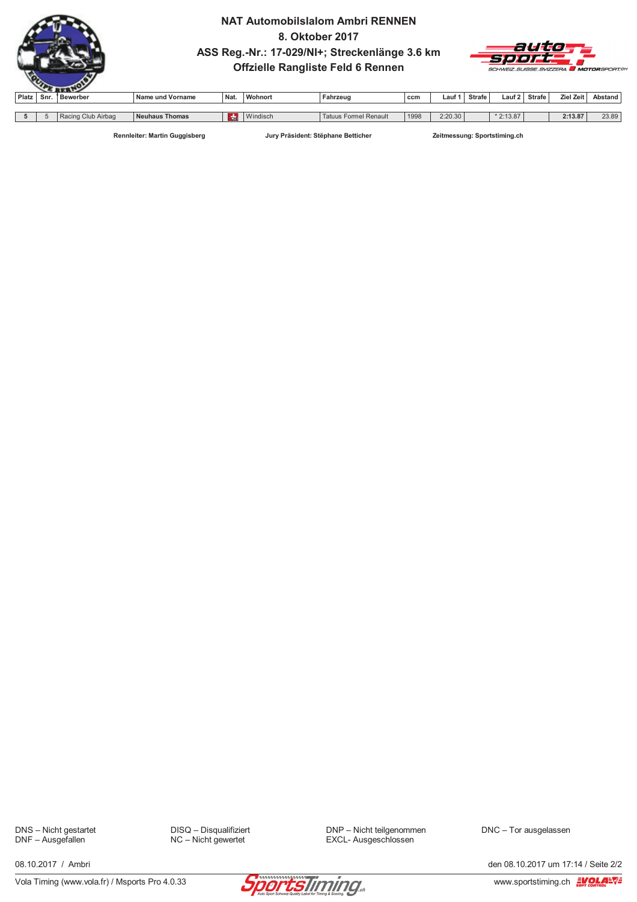# NAT Automobilslalom Ambri RENNEN

## 8. Oktober 2017

## ASS Reg.-Nr.: 17-029/NI+; Streckenlänge 3.6 km

## Offzielle Rangliste Feld 6 Rennen

| Platz | Snr. | Bewerber | Name und Vorname | Nat. | Wohnort | Fahrzeug | ccm | Lauf 1 | Strafe | Lauf 2 | Strafe | Ziel Zeit | Abstand |
|---|---|---|---|---|---|---|---|---|---|---|---|---|---|
| 5 | 5 | Racing Club Airbag | **Neuhaus Thomas** | CH | Windisch | Tatuus Formel Renault | 1998 | 2:20.30 | | * 2:13.87 | | **2:13.87** | 23.89 |

**Rennleiter: Martin Guggisberg** **Jury Präsident: Stêphane Betticher** **Zeitmessung: Sportstiming.ch**

DNS – Nicht gestartet
DNF – Ausgefallen
DISQ – Disqualifiziert
NC – Nicht gewertet
DNP – Nicht teilgenommen
EXCL- Ausgeschlossen
DNC – Tor ausgelassen

08.10.2017 / Ambri

den 08.10.2017 um 17:14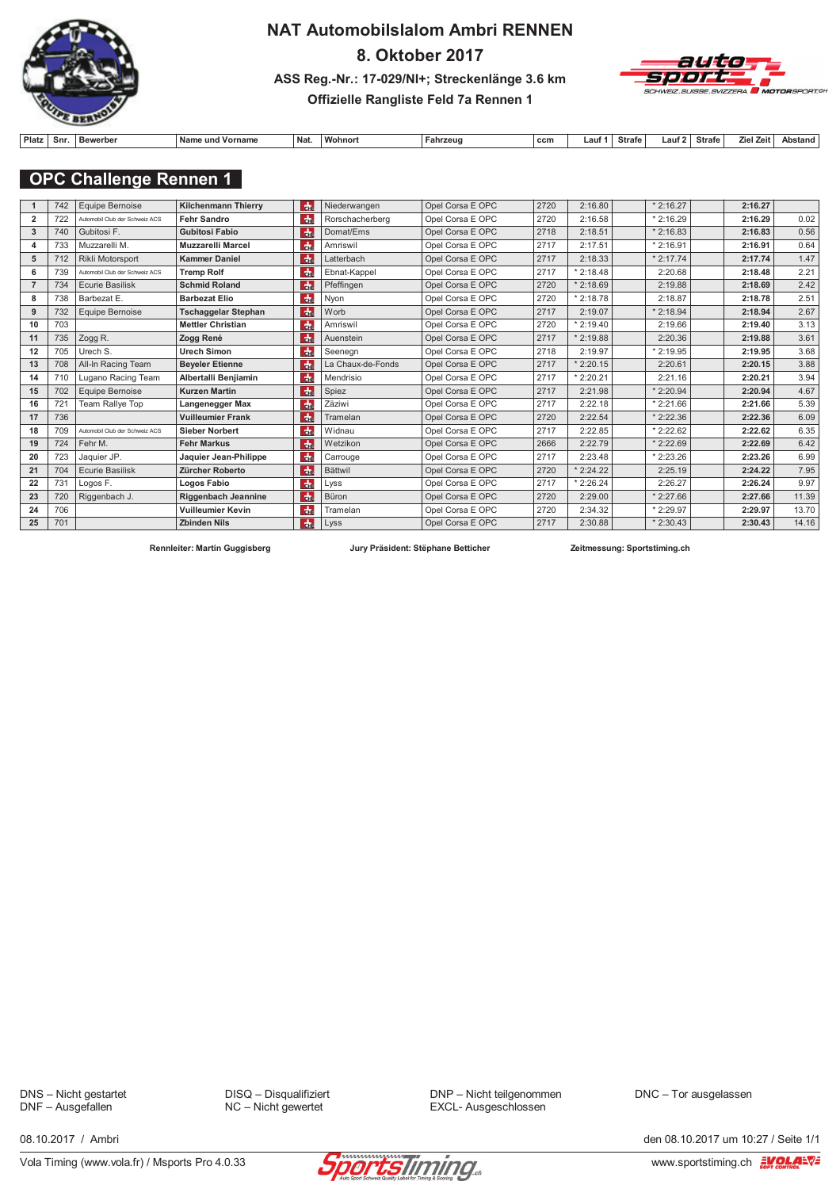# NAT Automobilslalom Ambri RENNEN

## 8. Oktober 2017

**ASS Reg.-Nr.: 17-029/NI+; Streckenlänge 3.6 km**

**Offizielle Rangliste Feld 7a Rennen 1**

## OPC Challenge Rennen 1

| Platz | Snr. | Bewerber | Name und Vorname | Nat. | Wohnort | Fahrzeug | ccm | Lauf 1 | Strafe | Lauf 2 | Strafe | Ziel Zeit | Abstand |
|---|---|---|---|---|---|---|---|---|---|---|---|---|---|
| 1 | 742 | Equipe Bernoise | **Kilchenmann Thierry** | CH | Niederwangen | Opel Corsa E OPC | 2720 | 2:16.80 | | * 2:16.27 | | **2:16.27** | |
| 2 | 722 | Automobil Club der Schweiz ACS | **Fehr Sandro** | CH | Rorschacherberg | Opel Corsa E OPC | 2720 | 2:16.58 | | * 2:16.29 | | **2:16.29** | 0.02 |
| 3 | 740 | Gubitosi F. | **Gubitosi Fabio** | CH | Domat/Ems | Opel Corsa E OPC | 2718 | 2:18.51 | | * 2:16.83 | | **2:16.83** | 0.56 |
| 4 | 733 | Muzzarelli M. | **Muzzarelli Marcel** | CH | Amriswil | Opel Corsa E OPC | 2717 | 2:17.51 | | * 2:16.91 | | **2:16.91** | 0.64 |
| 5 | 712 | Rikli Motorsport | **Kammer Daniel** | CH | Latterbach | Opel Corsa E OPC | 2717 | 2:18.33 | | * 2:17.74 | | **2:17.74** | 1.47 |
| 6 | 739 | Automobil Club der Schweiz ACS | **Tremp Rolf** | CH | Ebnat-Kappel | Opel Corsa E OPC | 2717 | * 2:18.48 | | 2:20.68 | | **2:18.48** | 2.21 |
| 7 | 734 | Ecurie Basilisk | **Schmid Roland** | CH | Pfeffingen | Opel Corsa E OPC | 2720 | * 2:18.69 | | 2:19.88 | | **2:18.69** | 2.42 |
| 8 | 738 | Barbezat E. | **Barbezat Elio** | CH | Nyon | Opel Corsa E OPC | 2720 | * 2:18.78 | | 2:18.87 | | **2:18.78** | 2.51 |
| 9 | 732 | Equipe Bernoise | **Tschaggelar Stephan** | CH | Worb | Opel Corsa E OPC | 2717 | 2:19.07 | | * 2:18.94 | | **2:18.94** | 2.67 |
| 10 | 703 | | **Mettler Christian** | CH | Amriswil | Opel Corsa E OPC | 2720 | * 2:19.40 | | 2:19.66 | | **2:19.40** | 3.13 |
| 11 | 735 | Zogg R. | **Zogg René** | CH | Auenstein | Opel Corsa E OPC | 2717 | * 2:19.88 | | 2:20.36 | | **2:19.88** | 3.61 |
| 12 | 705 | Urech S. | **Urech Simon** | CH | Seenegn | Opel Corsa E OPC | 2718 | 2:19.97 | | * 2:19.95 | | **2:19.95** | 3.68 |
| 13 | 708 | All-In Racing Team | **Beyeler Etienne** | CH | La Chaux-de-Fonds | Opel Corsa E OPC | 2717 | * 2:20.15 | | 2:20.61 | | **2:20.15** | 3.88 |
| 14 | 710 | Lugano Racing Team | **Albertalli Benjamin** | CH | Mendrisio | Opel Corsa E OPC | 2717 | * 2:20.21 | | 2:21.16 | | **2:20.21** | 3.94 |
| 15 | 702 | Equipe Bernoise | **Kurzen Martin** | CH | Spiez | Opel Corsa E OPC | 2717 | 2:21.98 | | * 2:20.94 | | **2:20.94** | 4.67 |
| 16 | 721 | Team Rallye Top | **Langenegger Max** | CH | Zäziwi | Opel Corsa E OPC | 2717 | 2:22.18 | | * 2:21.66 | | **2:21.66** | 5.39 |
| 17 | 736 | | **Vuilleumier Frank** | CH | Tramelan | Opel Corsa E OPC | 2720 | 2:22.54 | | * 2:22.36 | | **2:22.36** | 6.09 |
| 18 | 709 | Automobil Club der Schweiz ACS | **Sieber Norbert** | CH | Widnau | Opel Corsa E OPC | 2717 | 2:22.85 | | * 2:22.62 | | **2:22.62** | 6.35 |
| 19 | 724 | Fehr M. | **Fehr Markus** | CH | Wetzikon | Opel Corsa E OPC | 2666 | 2:22.79 | | * 2:22.69 | | **2:22.69** | 6.42 |
| 20 | 723 | Jaquier JP. | **Jaquier Jean-Philippe** | CH | Carrouge | Opel Corsa E OPC | 2717 | 2:23.48 | | * 2:23.26 | | **2:23.26** | 6.99 |
| 21 | 704 | Ecurie Basilisk | **Zürcher Roberto** | CH | Bättwil | Opel Corsa E OPC | 2720 | * 2:24.22 | | 2:25.19 | | **2:24.22** | 7.95 |
| 22 | 731 | Logos F. | **Logos Fabio** | CH | Lyss | Opel Corsa E OPC | 2717 | * 2:26.24 | | 2:26.27 | | **2:26.24** | 9.97 |
| 23 | 720 | Riggenbach J. | **Riggenbach Jeannine** | CH | Büron | Opel Corsa E OPC | 2720 | 2:29.00 | | * 2:27.66 | | **2:27.66** | 11.39 |
| 24 | 706 | | **Vuilleumier Kevin** | CH | Tramelan | Opel Corsa E OPC | 2720 | 2:34.32 | | * 2:29.97 | | **2:29.97** | 13.70 |
| 25 | 701 | | **Zbinden Nils** | CH | Lyss | Opel Corsa E OPC | 2717 | 2:30.88 | | * 2:30.43 | | **2:30.43** | 14.16 |

**Rennleiter: Martin Guggisberg** | **Jury Präsident: Stéphane Betticher** | **Zeitmessung: Sportstiming.ch**

DNS – Nicht gestartet
DNF – Ausgefallen
DISQ – Disqualifiziert
NC – Nicht gewertet
DNP – Nicht teilgenommen
EXCL- Ausgeschlossen
DNC – Tor ausgelassen

08.10.2017 / Ambri

den 08.10.2017 um 10:27 / Seite 1/1

Vola Timing (www.vola.fr) / Msports Pro 4.0.33

www.sportstiming.ch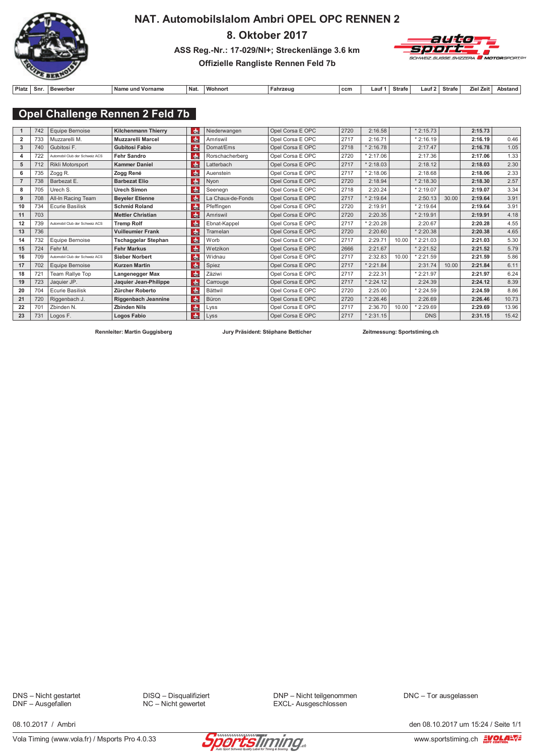# NAT. Automobilslalom Ambri OPEL OPC RENNEN 2

**8. Oktober 2017**

**ASS Reg.-Nr.: 17-029/NI+; Streckenlänge 3.6 km**

**Offizielle Rangliste Rennen Feld 7b**

## Opel Challenge Rennen 2 Feld 7b

| Platz | Snr. | Bewerber | Name und Vorname | Nat. | Wohnort | Fahrzeug | ccm | Lauf 1 | Strafe | Lauf 2 | Strafe | Ziel Zeit | Abstand |
|---|---|---|---|---|---|---|---|---|---|---|---|---|---|
| 1 | 742 | Equipe Bernoise | **Kilchenmann Thierry** | CH | Niederwangen | Opel Corsa E OPC | 2720 | 2:16.58 | | * 2:15.73 | | **2:15.73** | |
| 2 | 733 | Muzzarelli M. | **Muzzarelli Marcel** | CH | Amriswil | Opel Corsa E OPC | 2717 | 2:16.71 | | * 2:16.19 | | **2:16.19** | 0.46 |
| 3 | 740 | Gubitosi F. | **Gubitosi Fabio** | CH | Domat/Ems | Opel Corsa E OPC | 2718 | * 2:16.78 | | 2:17.47 | | **2:16.78** | 1.05 |
| 4 | 722 | Automobil Club der Schweiz ACS | **Fehr Sandro** | CH | Rorschacherberg | Opel Corsa E OPC | 2720 | * 2:17.06 | | 2:17.36 | | **2:17.06** | 1.33 |
| 5 | 712 | Rikli Motorsport | **Kammer Daniel** | CH | Latterbach | Opel Corsa E OPC | 2717 | * 2:18.03 | | 2:18.12 | | **2:18.03** | 2.30 |
| 6 | 735 | Zogg R. | **Zogg René** | CH | Auenstein | Opel Corsa E OPC | 2717 | * 2:18.06 | | 2:18.68 | | **2:18.06** | 2.33 |
| 7 | 738 | Barbezat E. | **Barbezat Elio** | CH | Nyon | Opel Corsa E OPC | 2720 | 2:18.94 | | * 2:18.30 | | **2:18.30** | 2.57 |
| 8 | 705 | Urech S. | **Urech Simon** | CH | Seengen | Opel Corsa E OPC | 2718 | 2:20.24 | | * 2:19.07 | | **2:19.07** | 3.34 |
| 9 | 708 | All-In Racing Team | **Beyeler Etienne** | CH | La Chaux-de-Fonds | Opel Corsa E OPC | 2717 | * 2:19.64 | | 2:50.13 | 30.00 | **2:19.64** | 3.91 |
| 10 | 734 | Ecurie Basilisk | **Schmid Roland** | CH | Pfeffingen | Opel Corsa E OPC | 2720 | 2:19.91 | | * 2:19.64 | | **2:19.64** | 3.91 |
| 11 | 703 | | **Mettler Christian** | CH | Amriswil | Opel Corsa E OPC | 2720 | 2:20.35 | | * 2:19.91 | | **2:19.91** | 4.18 |
| 12 | 739 | Automobil Club der Schweiz ACS | **Tremp Rolf** | CH | Ebnat-Kappel | Opel Corsa E OPC | 2717 | * 2:20.28 | | 2:20.67 | | **2:20.28** | 4.55 |
| 13 | 736 | | **Vuilleumier Frank** | CH | Tramelan | Opel Corsa E OPC | 2720 | 2:20.60 | | * 2:20.38 | | **2:20.38** | 4.65 |
| 14 | 732 | Equipe Bernoise | **Tschaggelar Stephan** | CH | Worb | Opel Corsa E OPC | 2717 | 2:29.71 | 10.00 | * 2:21.03 | | **2:21.03** | 5.30 |
| 15 | 724 | Fehr M. | **Fehr Markus** | CH | Wetzikon | Opel Corsa E OPC | 2666 | 2:21.67 | | * 2:21.52 | | **2:21.52** | 5.79 |
| 16 | 709 | Automobil Club der Schweiz ACS | **Sieber Norbert** | CH | Widnau | Opel Corsa E OPC | 2717 | 2:32.83 | 10.00 | * 2:21.59 | | **2:21.59** | 5.86 |
| 17 | 702 | Equipe Bernoise | **Kurzen Martin** | CH | Spiez | Opel Corsa E OPC | 2717 | * 2:21.84 | | 2:31.74 | 10.00 | **2:21.84** | 6.11 |
| 18 | 721 | Team Rallye Top | **Langenegger Max** | CH | Zäziwi | Opel Corsa E OPC | 2717 | 2:22.31 | | * 2:21.97 | | **2:21.97** | 6.24 |
| 19 | 723 | Jaquier JP. | **Jaquier Jean-Philippe** | CH | Carrouge | Opel Corsa E OPC | 2717 | * 2:24.12 | | 2:24.39 | | **2:24.12** | 8.39 |
| 20 | 704 | Ecurie Basilisk | **Zürcher Roberto** | CH | Bättwil | Opel Corsa E OPC | 2720 | 2:25.00 | | * 2:24.59 | | **2:24.59** | 8.86 |
| 21 | 720 | Riggenbach J. | **Riggenbach Jeannine** | CH | Büron | Opel Corsa E OPC | 2720 | * 2:26.46 | | 2:26.69 | | **2:26.46** | 10.73 |
| 22 | 701 | Zbinden N. | **Zbinden Nils** | CH | Lyss | Opel Corsa E OPC | 2717 | 2:36.70 | 10.00 | * 2:29.69 | | **2:29.69** | 13.96 |
| 23 | 731 | Logos F. | **Logos Fabio** | CH | Lyss | Opel Corsa E OPC | 2717 | * 2:31.15 | | DNS | | **2:31.15** | 15.42 |

**Rennleiter: Martin Guggisberg** | **Jury Präsident: Stéphane Betticher** | **Zeitmessung: Sportstiming.ch**

DNS – Nicht gestartet
DNF – Ausgefallen
DISQ – Disqualifiziert
NC – Nicht gewertet
DNP – Nicht teilgenommen
EXCL- Ausgeschlossen
DNC – Tor ausgelassen

08.10.2017 / Ambri

den 08.10.2017 um 15:24 / Seite 1/1

Vola Timing (www.vola.fr) / Msports Pro 4.0.33

www.sportstiming.ch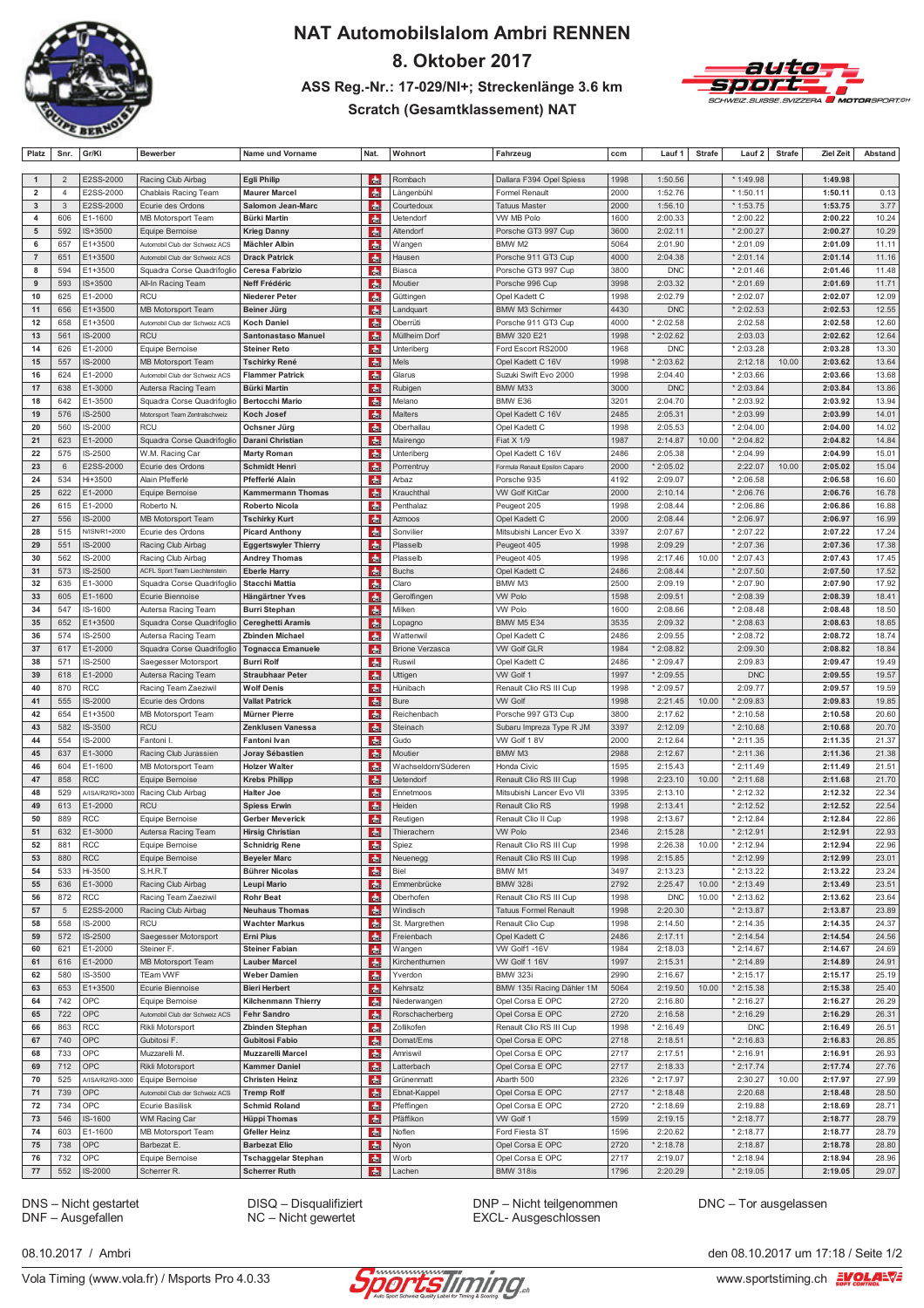# NAT Automobilslalom Ambri RENNEN

## 8. Oktober 2017

### ASS Reg.-Nr.: 17-029/NI+; Streckenlänge 3.6 km

### Scratch (Gesamtklassement) NAT

| Platz | Snr. | Gr/Kl | Bewerber | Name und Vorname | Nat. | Wohnort | Fahrzeug | ccm | Lauf 1 | Strafe | Lauf 2 | Strafe | Ziel Zeit | Abstand |
|---|---|---|---|---|---|---|---|---|---|---|---|---|---|---|
| 1 | 2 | E2SS-2000 | Racing Club Airbag | **Egli Philip** | | Rombach | Dallara F394 Opel Spiess | 1998 | 1:50.56 | | * 1:49.98 | | **1:49.98** | |
| 2 | 4 | E2SS-2000 | Chablais Racing Team | **Maurer Marcel** | | Längenbühl | Formel Renault | 2000 | 1:52.76 | | * 1:50.11 | | **1:50.11** | 0.13 |
| 3 | 3 | E2SS-2000 | Ecurie des Ordons | **Salomon Jean-Marc** | | Courtedoux | Tatuus Master | 2000 | 1:56.10 | | * 1:53.75 | | **1:53.75** | 3.77 |
| 4 | 606 | E1-1600 | MB Motorsport Team | **Bürki Martin** | | Uetendorf | VW MB Polo | 1600 | 2:00.33 | | * 2:00.22 | | **2:00.22** | 10.24 |
| 5 | 592 | IS+3500 | Equipe Bernoise | **Krieg Danny** | | Altendorf | Porsche GT3 997 Cup | 3600 | 2:02.11 | | * 2:00.27 | | **2:00.27** | 10.29 |
| 6 | 657 | E1+3500 | Automobil Club der Schweiz ACS | **Mächler Albin** | | Wangen | BMW M2 | 5064 | 2:01.90 | | * 2:01.09 | | **2:01.09** | 11.11 |
| 7 | 651 | E1+3500 | Automobil Club der Schweiz ACS | **Drack Patrick** | | Hausen | Porsche 911 GT3 Cup | 4000 | 2:04.38 | | * 2:01.14 | | **2:01.14** | 11.16 |
| 8 | 594 | E1+3500 | Squadra Corse Quadrifoglio | **Ceresa Fabrizio** | | Biasca | Porsche GT3 997 Cup | 3800 | DNC | | * 2:01.46 | | **2:01.46** | 11.48 |
| 9 | 593 | IS+3500 | All-In Racing Team | **Neff Frédéric** | | Moutier | Porsche 996 Cup | 3998 | 2:03.32 | | * 2:01.69 | | **2:01.69** | 11.71 |
| 10 | 625 | E1-2000 | RCU | **Niederer Peter** | | Güttingen | Opel Kadett C | 1998 | 2:02.79 | | * 2:02.07 | | **2:02.07** | 12.09 |
| 11 | 656 | E1+3500 | MB Motorsport Team | **Beiner Jürg** | | Landquart | BMW M3 Schirmer | 4430 | DNC | | * 2:02.53 | | **2:02.53** | 12.55 |
| 12 | 658 | E1+3500 | Automobil Club der Schweiz ACS | **Koch Daniel** | | Oberrüti | Porsche 911 GT3 Cup | 4000 | * 2:02.58 | | 2:02.58 | | **2:02.58** | 12.60 |
| 13 | 561 | IS-2000 | RCU | **Santonastaso Manuel** | | Müllheim Dorf | BMW 320 E21 | 1998 | * 2:02.62 | | 2:03.03 | | **2:02.62** | 12.64 |
| 14 | 626 | E1-2000 | Equipe Bernoise | **Steiner Reto** | | Unteriberg | Ford Escort RS2000 | 1968 | DNC | | * 2:03.28 | | **2:03.28** | 13.30 |
| 15 | 557 | IS-2000 | MB Motorsport Team | **Tschirky René** | | Mels | Opel Kadett C 16V | 1998 | * 2:03.62 | | 2:12.18 | 10.00 | **2:03.62** | 13.64 |
| 16 | 624 | E1-2000 | Automobil Club der Schweiz ACS | **Flammer Patrick** | | Glarus | Suzuki Swift Evo 2000 | 1998 | 2:04.40 | | * 2:03.66 | | **2:03.66** | 13.68 |
| 17 | 638 | E1-3000 | Autersa Racing Team | **Bürki Martin** | | Rubigen | BMW M33 | 3000 | DNC | | * 2:03.84 | | **2:03.84** | 13.86 |
| 18 | 642 | E1-3500 | Squadra Corse Quadrifoglio | **Bertocchi Mario** | | Melano | BMW E36 | 3201 | 2:04.70 | | * 2:03.92 | | **2:03.92** | 13.94 |
| 19 | 576 | IS-2500 | Motorsport Team Zentralschweiz | **Koch Josef** | | Malters | Opel Kadett C 16V | 2485 | 2:05.31 | | * 2:03.99 | | **2:03.99** | 14.01 |
| 20 | 560 | IS-2000 | RCU | **Ochsner Jürg** | | Oberhallau | Opel Kadett C | 1998 | 2:05.53 | | * 2:04.00 | | **2:04.00** | 14.02 |
| 21 | 623 | E1-2000 | Squadra Corse Quadrifoglio | **Darani Christian** | | Mairengo | Fiat X 1/9 | 1987 | 2:14.87 | 10.00 | * 2:04.82 | | **2:04.82** | 14.84 |
| 22 | 575 | IS-2500 | W.M. Racing Car | **Marty Roman** | | Unteriberg | Opel Kadett C 16V | 2486 | 2:05.38 | | * 2:04.99 | | **2:04.99** | 15.01 |
| 23 | 6 | E2SS-2000 | Ecurie des Ordons | **Schmidt Henri** | | Porrentruy | Formula Renault Epsilon Caparo | 2000 | * 2:05.02 | | 2:22.07 | 10.00 | **2:05.02** | 15.04 |
| 24 | 534 | HI+3500 | Alain Pfefferlé | **Pfefferlé Alain** | | Arbaz | Porsche 935 | 4192 | 2:09.07 | | * 2:06.58 | | **2:06.58** | 16.60 |
| 25 | 622 | E1-2000 | Equipe Bernoise | **Kammermann Thomas** | | Krauchthal | VW Golf KitCar | 2000 | 2:10.14 | | * 2:06.76 | | **2:06.76** | 16.78 |
| 26 | 615 | E1-2000 | Roberto N. | **Roberto Nicola** | | Penthalaz | Peugeot 205 | 1998 | 2:08.44 | | * 2:06.86 | | **2:06.86** | 16.88 |
| 27 | 556 | IS-2000 | MB Motorsport Team | **Tschirky Kurt** | | Azmoos | Opel Kadett C | 2000 | 2:08.44 | | * 2:06.97 | | **2:06.97** | 16.99 |
| 28 | 515 | N/ISN/R1+2000 | Ecurie des Ordons | **Picard Anthony** | | Sonvilier | Mitsubishi Lancer Evo X | 3397 | 2:07.67 | | * 2:07.22 | | **2:07.22** | 17.24 |
| 29 | 551 | IS-2000 | Racing Club Airbag | **Eggertswyler Thierry** | | Plasselb | Peugeot 405 | 1998 | 2:09.29 | | * 2:07.36 | | **2:07.36** | 17.38 |
| 30 | 562 | IS-2000 | Racing Club Airbag | **Andrey Thomas** | | Plasselb | Peugeot 405 | 1998 | 2:17.46 | 10.00 | * 2:07.43 | | **2:07.43** | 17.45 |
| 31 | 573 | IS-2500 | ACFL Sport Team Liechtenstein | **Eberle Harry** | | Buchs | Opel Kadett C | 2486 | 2:08.44 | | * 2:07.50 | | **2:07.50** | 17.52 |
| 32 | 635 | E1-3000 | Squadra Corse Quadrifoglio | **Stacchi Mattia** | | Claro | BMW M3 | 2500 | 2:09.19 | | * 2:07.90 | | **2:07.90** | 17.92 |
| 33 | 605 | E1-1600 | Ecurie Biennoise | **Hängärtner Yves** | | Gerolfingen | VW Polo | 1598 | 2:09.51 | | * 2:08.39 | | **2:08.39** | 18.41 |
| 34 | 547 | IS-1600 | Autersa Racing Team | **Burri Stephan** | | Milken | VW Polo | 1600 | 2:08.66 | | * 2:08.48 | | **2:08.48** | 18.50 |
| 35 | 652 | E1+3500 | Squadra Corse Quadrifoglio | **Cereghetti Aramis** | | Lopagno | BMW M5 E34 | 3535 | 2:09.32 | | * 2:08.63 | | **2:08.63** | 18.65 |
| 36 | 574 | IS-2500 | Autersa Racing Team | **Zbinden Michael** | | Wattenwil | Opel Kadett C | 2486 | 2:09.55 | | * 2:08.72 | | **2:08.72** | 18.74 |
| 37 | 617 | E1-2000 | Squadra Corse Quadrifoglio | **Tognacca Emanuele** | | Brione Verzasca | VW Golf GLR | 1984 | * 2:08.82 | | 2:09.30 | | **2:08.82** | 18.84 |
| 38 | 571 | IS-2500 | Saegesser Motorsport | **Burri Rolf** | | Ruswil | Opel Kadett C | 2486 | * 2:09.47 | | 2:09.83 | | **2:09.47** | 19.49 |
| 39 | 618 | E1-2000 | Autersa Racing Team | **Straubhaar Peter** | | Uttigen | VW Golf 1 | 1997 | * 2:09.55 | | DNC | | **2:09.55** | 19.57 |
| 40 | 870 | RCC | Racing Team Zaeziwil | **Wolf Denis** | | Hünibach | Renault Clio RS III Cup | 1998 | * 2:09.57 | | 2:09.77 | | **2:09.57** | 19.59 |
| 41 | 555 | IS-2000 | Ecurie des Ordons | **Vallat Patrick** | | Bure | VW Golf | 1998 | 2:21.45 | 10.00 | * 2:09.83 | | **2:09.83** | 19.85 |
| 42 | 654 | E1+3500 | MB Motorsport Team | **Mürner Pierre** | | Reichenbach | Porsche 997 GT3 Cup | 3800 | 2:17.62 | | * 2:10.58 | | **2:10.58** | 20.60 |
| 43 | 582 | IS-3500 | RCU | **Zenklusen Vanessa** | | Steinach | Subaru Impreza Type R JM | 3397 | 2:12.09 | | * 2:10.68 | | **2:10.68** | 20.70 |
| 44 | 554 | IS-2000 | Fantoni I. | **Fantoni Ivan** | | Gudo | VW Golf 1 8V | 2000 | 2:12.64 | | * 2:11.35 | | **2:11.35** | 21.37 |
| 45 | 637 | E1-3000 | Racing Club Jurassien | **Joray Sébastien** | | Moutier | BMW M3 | 2988 | 2:12.67 | | * 2:11.36 | | **2:11.36** | 21.38 |
| 46 | 604 | E1-1600 | MB Motorsport Team | **Holzer Walter** | | Wachseldorn/Süderen | Honda Civic | 1595 | 2:15.43 | | * 2:11.49 | | **2:11.49** | 21.51 |
| 47 | 858 | RCC | Equipe Bernoise | **Krebs Philipp** | | Uetendorf | Renault Clio RS III Cup | 1998 | 2:23.10 | 10.00 | * 2:11.68 | | **2:11.68** | 21.70 |
| 48 | 529 | A/ISA/R2/R3+3000 | Racing Club Airbag | **Halter Joe** | | Ennetmoos | Mitsubishi Lancer Evo VII | 3395 | 2:13.10 | | * 2:12.32 | | **2:12.32** | 22.34 |
| 49 | 613 | E1-2000 | RCU | **Spiess Erwin** | | Heiden | Renault Clio RS | 1998 | 2:13.41 | | * 2:12.52 | | **2:12.52** | 22.54 |
| 50 | 889 | RCC | Equipe Bernoise | **Gerber Meverick** | | Reutigen | Renault Clio II Cup | 1998 | 2:13.67 | | * 2:12.84 | | **2:12.84** | 22.86 |
| 51 | 632 | E1-3000 | Autersa Racing Team | **Hirsig Christian** | | Thierachern | VW Polo | 2346 | 2:15.28 | | * 2:12.91 | | **2:12.91** | 22.93 |
| 52 | 881 | RCC | Equipe Bernoise | **Schnidrig Rene** | | Spiez | Renault Clio RS III Cup | 1998 | 2:26.38 | 10.00 | * 2:12.94 | | **2:12.94** | 22.96 |
| 53 | 880 | RCC | Equipe Bernoise | **Beyeler Marc** | | Neuenegg | Renault Clio RS III Cup | 1998 | 2:15.85 | | * 2:12.99 | | **2:12.99** | 23.01 |
| 54 | 533 | HI-3500 | S.H.R.T | **Bühner Nicolas** | | Biel | BMW M1 | 3497 | 2:13.23 | | * 2:13.22 | | **2:13.22** | 23.24 |
| 55 | 636 | E1-3000 | Racing Club Airbag | **Leupi Mario** | | Emmenbrücke | BMW 328i | 2792 | 2:25.47 | 10.00 | * 2:13.49 | | **2:13.49** | 23.51 |
| 56 | 872 | RCC | Racing Team Zaeziwil | **Rohr Beat** | | Oberhofen | Renault Clio RS III Cup | 1998 | DNC | 10.00 | * 2:13.62 | | **2:13.62** | 23.64 |
| 57 | 5 | E2SS-2000 | Racing Club Airbag | **Neuhaus Thomas** | | Windisch | Tatuus Formel Renault | 1998 | 2:20.30 | | * 2:13.87 | | **2:13.87** | 23.89 |
| 58 | 558 | IS-2000 | RCU | **Wachter Markus** | | St. Margrethen | Renault Clio Cup | 1998 | 2:14.50 | | * 2:14.35 | | **2:14.35** | 24.37 |
| 59 | 572 | IS-2500 | Saegesser Motorsport | **Erni Pius** | | Freienbach | Opel Kadett C | 2486 | 2:17.11 | | * 2:14.54 | | **2:14.54** | 24.56 |
| 60 | 621 | E1-2000 | Steiner F. | **Steiner Fabian** | | Wangen | VW Golf1 -16V | 1984 | 2:18.03 | | * 2:14.67 | | **2:14.67** | 24.69 |
| 61 | 616 | E1-2000 | MB Motorsport Team | **Lauber Marcel** | | Kirchenthurnen | VW Golf 1 16V | 1997 | 2:15.31 | | * 2:14.89 | | **2:14.89** | 24.91 |
| 62 | 580 | IS-3500 | TEam VWF | **Weber Damien** | | Yverdon | BMW 323i | 2990 | 2:16.67 | | * 2:15.17 | | **2:15.17** | 25.19 |
| 63 | 653 | E1+3500 | Ecurie Biennoise | **Bieri Herbert** | | Kehrsatz | BMW 135i Racing Dähler 1M | 5064 | 2:19.50 | 10.00 | * 2:15.38 | | **2:15.38** | 25.40 |
| 64 | 742 | OPC | Equipe Bernoise | **Kilchenmann Thierry** | | Niederwangen | Opel Corsa E OPC | 2720 | 2:16.80 | | * 2:16.27 | | **2:16.27** | 26.29 |
| 65 | 722 | OPC | Automobil Club der Schweiz ACS | **Fehr Sandro** | | Rorschacherberg | Opel Corsa E OPC | 2720 | 2:16.58 | | * 2:16.29 | | **2:16.29** | 26.31 |
| 66 | 863 | RCC | Rikli Motorsport | **Zbinden Stephan** | | Zollikofen | Renault Clio RS III Cup | 1998 | * 2:16.49 | | DNC | | **2:16.49** | 26.51 |
| 67 | 740 | OPC | Gubitosi F. | **Gubitosi Fabio** | | Domat/Ems | Opel Corsa E OPC | 2718 | 2:18.51 | | * 2:16.83 | | **2:16.83** | 26.85 |
| 68 | 733 | OPC | Muzzarelli M. | **Muzzarelli Marcel** | | Amriswil | Opel Corsa E OPC | 2717 | 2:17.51 | | * 2:16.91 | | **2:16.91** | 26.93 |
| 69 | 712 | OPC | Rikli Motorsport | **Kammer Daniel** | | Latterbach | Opel Corsa E OPC | 2717 | 2:18.33 | | * 2:17.74 | | **2:17.74** | 27.76 |
| 70 | 525 | A/ISA/R2/R3-3000 | Equipe Bernoise | **Christen Heinz** | | Grünenmatt | Abarth 500 | 2326 | * 2:17.97 | | 2:30.27 | 10.00 | **2:17.97** | 27.99 |
| 71 | 739 | OPC | Automobil Club der Schweiz ACS | **Tremp Rolf** | | Ebnat-Kappel | Opel Corsa E OPC | 2717 | * 2:18.48 | | 2:20.68 | | **2:18.48** | 28.50 |
| 72 | 734 | OPC | Ecurie Basilisk | **Schmid Roland** | | Pfeffingen | Opel Corsa E OPC | 2720 | * 2:18.69 | | 2:19.88 | | **2:18.69** | 28.71 |
| 73 | 546 | IS-1600 | WM Racing Car | **Hüppi Thomas** | | Pfäffikon | VW Golf 1 | 1599 | 2:19.15 | | * 2:18.77 | | **2:18.77** | 28.79 |
| 74 | 603 | E1-1600 | MB Motorsport Team | **Gfeller Heinz** | | Noflen | Ford Fiesta ST | 1596 | 2:20.62 | | * 2:18.77 | | **2:18.77** | 28.79 |
| 75 | 738 | OPC | Barbezat E. | **Barbezat Elio** | | Nyon | Opel Corsa E OPC | 2720 | * 2:18.78 | | 2:18.87 | | **2:18.78** | 28.80 |
| 76 | 732 | OPC | Equipe Bernoise | **Tschaggelar Stephan** | | Worb | Opel Corsa E OPC | 2717 | 2:19.07 | | * 2:18.94 | | **2:18.94** | 28.96 |
| 77 | 552 | IS-2000 | Scherrer R. | **Scherrer Ruth** | | Lachen | BMW 318is | 1796 | 2:20.29 | | * 2:19.05 | | **2:19.05** | 29.07 |

DNS – Nicht gestartet
DNF – Ausgefallen

DISQ – Disqualifiziert
NC – Nicht gewertet

DNP – Nicht teilgenommen
EXCL- Ausgeschlossen

DNC – Tor ausgelassen

08.10.2017 / Ambri

den 08.10.2017 um 17:18 / Seite 1/2

Vola Timing (www.vola.fr) / Msports Pro 4.0.33

www.sportstiming.ch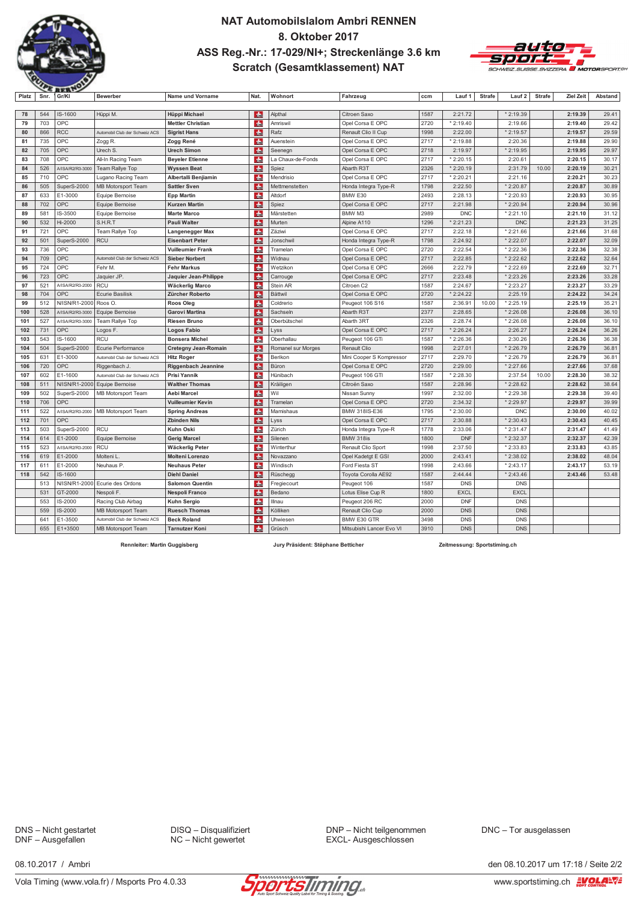# NAT Automobilslalom Ambri RENNEN

## 8. Oktober 2017

## ASS Reg.-Nr.: 17-029/NI+; Streckenlänge 3.6 km

## Scratch (Gesamtklassement) NAT

| Platz | Snr. | Gr/Kl | Bewerber | Name und Vorname | Nat. | Wohnort | Fahrzeug | ccm | Lauf 1 | Strafe | Lauf 2 | Strafe | Ziel Zeit | Abstand |
|---|---|---|---|---|---|---|---|---|---|---|---|---|---|---|
| 78 | 544 | IS-1600 | Hüppi M. | **Hüppi Michael** | CH | Alpthal | Citroen Saxo | 1587 | 2:21.72 | | * 2:19.39 | | **2:19.39** | 29.41 |
| 79 | 703 | OPC | | **Mettler Christian** | CH | Amriswil | Opel Corsa E OPC | 2720 | * 2:19.40 | | 2:19.66 | | **2:19.40** | 29.42 |
| 80 | 866 | RCC | Automobil Club der Schweiz ACS | **Sigrist Hans** | CH | Rafz | Renault Clio II Cup | 1998 | 2:22.00 | | * 2:19.57 | | **2:19.57** | 29.59 |
| 81 | 735 | OPC | Zogg R. | **Zogg René** | CH | Auenstein | Opel Corsa E OPC | 2717 | * 2:19.88 | | 2:20.36 | | **2:19.88** | 29.90 |
| 82 | 705 | OPC | Urech S. | **Urech Simon** | CH | Seenegn | Opel Corsa E OPC | 2718 | 2:19.97 | | * 2:19.95 | | **2:19.95** | 29.97 |
| 83 | 708 | OPC | All-In Racing Team | **Beyeler Etienne** | CH | La Chaux-de-Fonds | Opel Corsa E OPC | 2717 | * 2:20.15 | | 2:20.61 | | **2:20.15** | 30.17 |
| 84 | 526 | A/ISA/R2/R3-3000 | Team Rallye Top | **Wyssen Beat** | CH | Spiez | Abarth R3T | 2326 | * 2:20.19 | | 2:31.79 | 10.00 | **2:20.19** | 30.21 |
| 85 | 710 | OPC | Lugano Racing Team | **Albertalli Benjiamin** | CH | Mendrisio | Opel Corsa E OPC | 2717 | * 2:20.21 | | 2:21.16 | | **2:20.21** | 30.23 |
| 86 | 505 | SuperS-2000 | MB Motorsport Team | **Sattler Sven** | CH | Mettmenstetten | Honda Integra Type-R | 1798 | 2:22.50 | | * 2:20.87 | | **2:20.87** | 30.89 |
| 87 | 633 | E1-3000 | Equipe Bernoise | **Epp Martin** | CH | Altdorf | BMW E30 | 2493 | 2:28.13 | | * 2:20.93 | | **2:20.93** | 30.95 |
| 88 | 702 | OPC | Equipe Bernoise | **Kurzen Martin** | CH | Spiez | Opel Corsa E OPC | 2717 | 2:21.98 | | * 2:20.94 | | **2:20.94** | 30.96 |
| 89 | 581 | IS-3500 | Equipe Bernoise | **Marte Marco** | CH | Märstetten | BMW M3 | 2989 | DNC | | * 2:21.10 | | **2:21.10** | 31.12 |
| 90 | 532 | Hi-2000 | S.H.R.T | **Pauli Walter** | CH | Murten | Alpine A110 | 1296 | * 2:21.23 | | DNC | | **2:21.23** | 31.25 |
| 91 | 721 | OPC | Team Rallye Top | **Langenegger Max** | CH | Zäziwi | Opel Corsa E OPC | 2717 | 2:22.18 | | * 2:21.66 | | **2:21.66** | 31.68 |
| 92 | 501 | SuperS-2000 | RCU | **Eisenbart Peter** | CH | Jonschwil | Honda Integra Type-R | 1798 | 2:24.92 | | * 2:22.07 | | **2:22.07** | 32.09 |
| 93 | 736 | OPC | | **Vuilleumier Frank** | CH | Tramelan | Opel Corsa E OPC | 2720 | 2:22.54 | | * 2:22.36 | | **2:22.36** | 32.38 |
| 94 | 709 | OPC | Automobil Club der Schweiz ACS | **Sieber Norbert** | CH | Widnau | Opel Corsa E OPC | 2717 | 2:22.85 | | * 2:22.62 | | **2:22.62** | 32.64 |
| 95 | 724 | OPC | Fehr M. | **Fehr Markus** | CH | Wetzikon | Opel Corsa E OPC | 2666 | 2:22.79 | | * 2:22.69 | | **2:22.69** | 32.71 |
| 96 | 723 | OPC | Jaquier JP. | **Jaquier Jean-Philippe** | CH | Carrouge | Opel Corsa E OPC | 2717 | 2:23.48 | | * 2:23.26 | | **2:23.26** | 33.28 |
| 97 | 521 | A/ISA/R2/R3-2000 | RCU | **Wäckerlig Marco** | CH | Stein AR | Citroen C2 | 1587 | 2:24.67 | | * 2:23.27 | | **2:23.27** | 33.29 |
| 98 | 704 | OPC | Ecurie Basilisk | **Zürcher Roberto** | CH | Bättwil | Opel Corsa E OPC | 2720 | * 2:24.22 | | 2:25.19 | | **2:24.22** | 34.24 |
| 99 | 512 | N/ISN/R1-2000 | Roos O. | **Roos Oleg** | CH | Coldrerio | Peugeot 106 S16 | 1587 | 2:36.91 | 10.00 | * 2:25.19 | | **2:25.19** | 35.21 |
| 100 | 528 | A/ISA/R2/R3-3000 | Equipe Bernoise | **Garovi Martina** | CH | Sachseln | Abarth R3T | 2377 | 2:28.65 | | * 2:26.08 | | **2:26.08** | 36.10 |
| 101 | 527 | A/ISA/R2/R3-3000 | Team Rallye Top | **Riesen Bruno** | CH | Oberbütschel | Abarth 3RT | 2326 | 2:28.74 | | * 2:26.08 | | **2:26.08** | 36.10 |
| 102 | 731 | OPC | Logos F. | **Logos Fabio** | CH | Lyss | Opel Corsa E OPC | 2717 | * 2:26.24 | | 2:26.27 | | **2:26.24** | 36.26 |
| 103 | 543 | IS-1600 | RCU | **Bonsera Michel** | CH | Oberhallau | Peugeot 106 GTi | 1587 | * 2:26.36 | | 2:30.26 | | **2:26.36** | 36.38 |
| 104 | 504 | SuperS-2000 | Ecurie Performance | **Cretegny Jean-Romain** | CH | Romanel sur Morges | Renault Clio | 1998 | 2:27.01 | | * 2:26.79 | | **2:26.79** | 36.81 |
| 105 | 631 | E1-3000 | Automobil Club der Schweiz ACS | **Hitz Roger** | CH | Berikon | Mini Cooper S Kompressor | 2717 | 2:29.70 | | * 2:26.79 | | **2:26.79** | 36.81 |
| 106 | 720 | OPC | Riggenbach J. | **Riggenbach Jeannine** | CH | Büron | Opel Corsa E OPC | 2720 | 2:29.00 | | * 2:27.66 | | **2:27.66** | 37.68 |
| 107 | 602 | E1-1600 | Automobil Club der Schweiz ACS | **Prisi Yannik** | CH | Hünibach | Peugeot 106 GTI | 1587 | * 2:28.30 | | 2:37.54 | 10.00 | **2:28.30** | 38.32 |
| 108 | 511 | N/ISN/R1-2000 | Equipe Bernoise | **Walther Thomas** | CH | Kräiligen | Citroën Saxo | 1587 | 2:28.96 | | * 2:28.62 | | **2:28.62** | 38.64 |
| 109 | 502 | SuperS-2000 | MB Motorsport Team | **Aebi Marcel** | CH | Wil | Nissan Sunny | 1997 | 2:32.00 | | * 2:29.38 | | **2:29.38** | 39.40 |
| 110 | 706 | OPC | | **Vuilleumier Kevin** | CH | Tramelan | Opel Corsa E OPC | 2720 | 2:34.32 | | * 2:29.97 | | **2:29.97** | 39.99 |
| 111 | 522 | A/ISA/R2/R3-2000 | MB Motorsport Team | **Spring Andreas** | CH | Mamishaus | BMW 318IS-E36 | 1795 | * 2:30.00 | | DNC | | **2:30.00** | 40.02 |
| 112 | 701 | OPC | | **Zbinden Nils** | CH | Lyss | Opel Corsa E OPC | 2717 | 2:30.88 | | * 2:30.43 | | **2:30.43** | 40.45 |
| 113 | 503 | SuperS-2000 | RCU | **Kuhn Oski** | CH | Zürich | Honda Integra Type-R | 1778 | 2:33.06 | | * 2:31.47 | | **2:31.47** | 41.49 |
| 114 | 614 | E1-2000 | Equipe Bernoise | **Gerig Marcel** | CH | Silenen | BMW 318is | 1800 | DNF | | * 2:32.37 | | **2:32.37** | 42.39 |
| 115 | 523 | A/ISA/R2/R3-2000 | RCU | **Wäckerlig Peter** | CH | Winterthur | Renault Clio Sport | 1998 | 2:37.50 | | * 2:33.83 | | **2:33.83** | 43.85 |
| 116 | 619 | E1-2000 | Molteni L. | **Molteni Lorenzo** | CH | Novazzano | Opel Kadetgt E GSI | 2000 | 2:43.41 | | * 2:38.02 | | **2:38.02** | 48.04 |
| 117 | 611 | E1-2000 | Neuhaus P. | **Neuhaus Peter** | CH | Windisch | Ford Fiesta ST | 1998 | 2:43.66 | | * 2:43.17 | | **2:43.17** | 53.19 |
| 118 | 542 | IS-1600 | | **Diehl Daniel** | CH | Rüschegg | Toyota Corolla AE92 | 1587 | 2:44.44 | | * 2:43.46 | | **2:43.46** | 53.48 |
| | 513 | N/ISN/R1-2000 | Ecurie des Ordons | **Salomon Quentin** | CH | Fregiecourt | Peugeot 106 | 1587 | DNS | | DNS | | | |
| | 531 | GT-2000 | Nespoli F. | **Nespoli Franco** | CH | Bedano | Lotus Elise Cup R | 1800 | EXCL | | EXCL | | | |
| | 553 | IS-2000 | Racing Club Airbag | **Kuhn Sergio** | CH | Illnau | Peugeot 206 RC | 2000 | DNF | | DNS | | | |
| | 559 | IS-2000 | MB Motorsport Team | **Ruesch Thomas** | CH | Kölliken | Renault Clio Cup | 2000 | DNS | | DNS | | | |
| | 641 | E1-3500 | Automobil Club der Schweiz ACS | **Beck Roland** | CH | Uhwiesen | BMW E30 GTR | 3498 | DNS | | DNS | | | |
| | 655 | E1+3500 | MB Motorsport Team | **Tarnutzer Koni** | CH | Grüsch | Mitsubishi Lancer Evo VI | 3910 | DNS | | DNS | | | |

**Rennleiter: Martin Guggisberg** — **Jury Präsident: Stéphane Betticher** — **Zeitmessung: Sportstiming.ch**

DNS – Nicht gestartet
DNF – Ausgefallen
DISQ – Disqualifiziert
NC – Nicht gewertet
DNP – Nicht teilgenommen
EXCL- Ausgeschlossen
DNC – Tor ausgelassen

08.10.2017 / Ambri — den 08.10.2017 um 17:18 / Seite 2/2

Vola Timing (www.vola.fr) / Msports Pro 4.0.33 — www.sportstiming.ch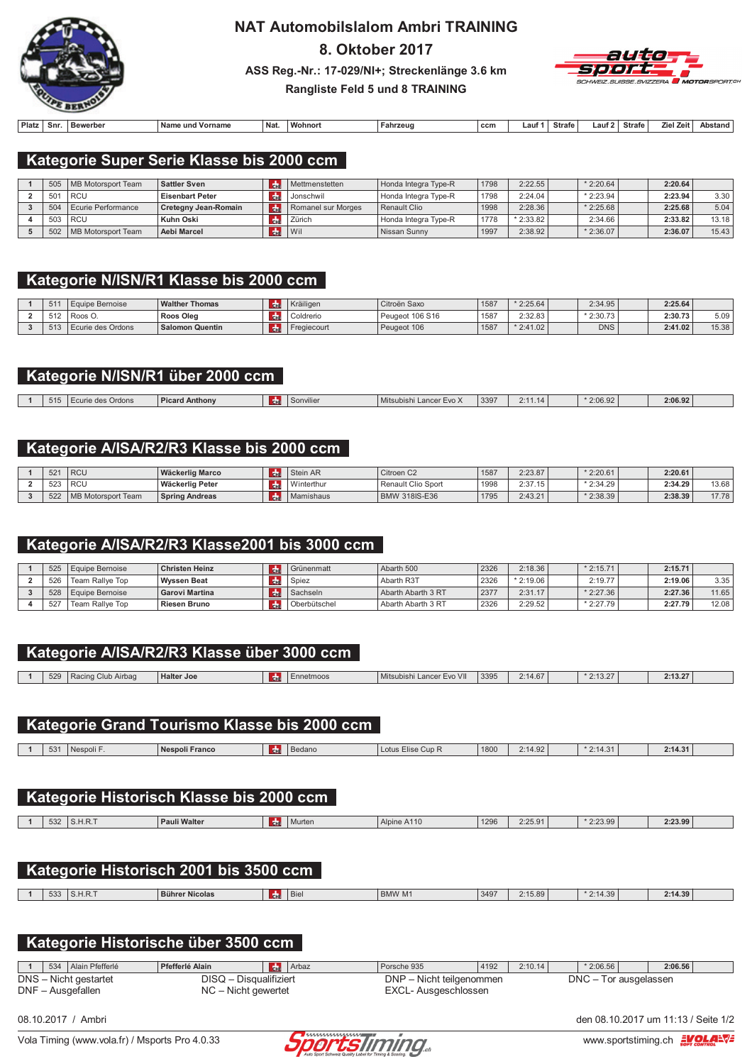# NAT Automobilslalom Ambri TRAINING

## 8. Oktober 2017

**ASS Reg.-Nr.: 17-029/NI+; Streckenlänge 3.6 km**

**Rangliste Feld 5 und 8 TRAINING**

### Kategorie Super Serie Klasse bis 2000 ccm

| Platz | Snr. | Bewerber | Name und Vorname | Nat. | Wohnort | Fahrzeug | ccm | Lauf 1 | Strafe | Lauf 2 | Strafe | Ziel Zeit | Abstand |
|---|---|---|---|---|---|---|---|---|---|---|---|---|---|
| 1 | 505 | MB Motorsport Team | **Sattler Sven** | CH | Mettmenstetten | Honda Integra Type-R | 1798 | 2:22.55 | | * 2:20.64 | | **2:20.64** | |
| 2 | 501 | RCU | **Eisenbart Peter** | CH | Jonschwil | Honda Integra Type-R | 1798 | 2:24.04 | | * 2:23.94 | | **2:23.94** | 3.30 |
| 3 | 504 | Ecurie Performance | **Cretegny Jean-Romain** | CH | Romanel sur Morges | Renault Clio | 1998 | 2:28.36 | | * 2:25.68 | | **2:25.68** | 5.04 |
| 4 | 503 | RCU | **Kuhn Oski** | CH | Zürich | Honda Integra Type-R | 1778 | * 2:33.82 | | 2:34.66 | | **2:33.82** | 13.18 |
| 5 | 502 | MB Motorsport Team | **Aebi Marcel** | CH | Wil | Nissan Sunny | 1997 | 2:38.92 | | * 2:36.07 | | **2:36.07** | 15.43 |

### Kategorie N/ISN/R1 Klasse bis 2000 ccm

| Platz | Snr. | Bewerber | Name und Vorname | Nat. | Wohnort | Fahrzeug | ccm | Lauf 1 | Strafe | Lauf 2 | Strafe | Ziel Zeit | Abstand |
|---|---|---|---|---|---|---|---|---|---|---|---|---|---|
| 1 | 511 | Equipe Bernoise | **Walther Thomas** | CH | Kräiligen | Citroën Saxo | 1587 | * 2:25.64 | | 2:34.95 | | **2:25.64** | |
| 2 | 512 | Roos O. | **Roos Oleg** | CH | Coldrerio | Peugeot 106 S16 | 1587 | 2:32.83 | | * 2:30.73 | | **2:30.73** | 5.09 |
| 3 | 513 | Ecurie des Ordons | **Salomon Quentin** | CH | Fregiecourt | Peugeot 106 | 1587 | * 2:41.02 | | DNS | | **2:41.02** | 15.38 |

### Kategorie N/ISN/R1 über 2000 ccm

| Platz | Snr. | Bewerber | Name und Vorname | Nat. | Wohnort | Fahrzeug | ccm | Lauf 1 | Strafe | Lauf 2 | Strafe | Ziel Zeit | Abstand |
|---|---|---|---|---|---|---|---|---|---|---|---|---|---|
| 1 | 515 | Ecurie des Ordons | **Picard Anthony** | CH | Sonvilier | Mitsubishi Lancer Evo X | 3397 | 2:11.14 | | * 2:06.92 | | **2:06.92** | |

### Kategorie A/ISA/R2/R3 Klasse bis 2000 ccm

| Platz | Snr. | Bewerber | Name und Vorname | Nat. | Wohnort | Fahrzeug | ccm | Lauf 1 | Strafe | Lauf 2 | Strafe | Ziel Zeit | Abstand |
|---|---|---|---|---|---|---|---|---|---|---|---|---|---|
| 1 | 521 | RCU | **Wäckerlig Marco** | CH | Stein AR | Citroen C2 | 1587 | 2:23.87 | | * 2:20.61 | | **2:20.61** | |
| 2 | 523 | RCU | **Wäckerlig Peter** | CH | Winterthur | Renault Clio Sport | 1998 | 2:37.15 | | * 2:34.29 | | **2:34.29** | 13.68 |
| 3 | 522 | MB Motorsport Team | **Spring Andreas** | CH | Mamishaus | BMW 318IS-E36 | 1795 | 2:43.21 | | * 2:38.39 | | **2:38.39** | 17.78 |

### Kategorie A/ISA/R2/R3 Klasse2001 bis 3000 ccm

| Platz | Snr. | Bewerber | Name und Vorname | Nat. | Wohnort | Fahrzeug | ccm | Lauf 1 | Strafe | Lauf 2 | Strafe | Ziel Zeit | Abstand |
|---|---|---|---|---|---|---|---|---|---|---|---|---|---|
| 1 | 525 | Equipe Bernoise | **Christen Heinz** | CH | Grünenmatt | Abarth 500 | 2326 | 2:18.36 | | * 2:15.71 | | **2:15.71** | |
| 2 | 526 | Team Rallye Top | **Wyssen Beat** | CH | Spiez | Abarth R3T | 2326 | * 2:19.06 | | 2:19.77 | | **2:19.06** | 3.35 |
| 3 | 528 | Equipe Bernoise | **Garovi Martina** | CH | Sachseln | Abarth Abarth 3 RT | 2377 | 2:31.17 | | * 2:27.36 | | **2:27.36** | 11.65 |
| 4 | 527 | Team Rallye Top | **Riesen Bruno** | CH | Oberbütschel | Abarth Abarth 3 RT | 2326 | 2:29.52 | | * 2:27.79 | | **2:27.79** | 12.08 |

### Kategorie A/ISA/R2/R3 Klasse über 3000 ccm

| Platz | Snr. | Bewerber | Name und Vorname | Nat. | Wohnort | Fahrzeug | ccm | Lauf 1 | Strafe | Lauf 2 | Strafe | Ziel Zeit | Abstand |
|---|---|---|---|---|---|---|---|---|---|---|---|---|---|
| 1 | 529 | Racing Club Airbag | **Halter Joe** | CH | Ennetmoos | Mitsubishi Lancer Evo VII | 3395 | 2:14.67 | | * 2:13.27 | | **2:13.27** | |

### Kategorie Grand Tourismo Klasse bis 2000 ccm

| Platz | Snr. | Bewerber | Name und Vorname | Nat. | Wohnort | Fahrzeug | ccm | Lauf 1 | Strafe | Lauf 2 | Strafe | Ziel Zeit | Abstand |
|---|---|---|---|---|---|---|---|---|---|---|---|---|---|
| 1 | 531 | Nespoli F. | **Nespoli Franco** | CH | Bedano | Lotus Elise Cup R | 1800 | 2:14.92 | | * 2:14.31 | | **2:14.31** | |

### Kategorie Historisch Klasse bis 2000 ccm

| Platz | Snr. | Bewerber | Name und Vorname | Nat. | Wohnort | Fahrzeug | ccm | Lauf 1 | Strafe | Lauf 2 | Strafe | Ziel Zeit | Abstand |
|---|---|---|---|---|---|---|---|---|---|---|---|---|---|
| 1 | 532 | S.H.R.T | **Pauli Walter** | CH | Murten | Alpine A110 | 1296 | 2:25.91 | | * 2:23.99 | | **2:23.99** | |

### Kategorie Historisch 2001 bis 3500 ccm

| Platz | Snr. | Bewerber | Name und Vorname | Nat. | Wohnort | Fahrzeug | ccm | Lauf 1 | Strafe | Lauf 2 | Strafe | Ziel Zeit | Abstand |
|---|---|---|---|---|---|---|---|---|---|---|---|---|---|
| 1 | 533 | S.H.R.T | **Bührer Nicolas** | CH | Biel | BMW M1 | 3497 | 2:15.89 | | * 2:14.39 | | **2:14.39** | |

### Kategorie Historische über 3500 ccm

| Platz | Snr. | Bewerber | Name und Vorname | Nat. | Wohnort | Fahrzeug | ccm | Lauf 1 | Strafe | Lauf 2 | Strafe | Ziel Zeit | Abstand |
|---|---|---|---|---|---|---|---|---|---|---|---|---|---|
| 1 | 534 | Alain Pfefferlé | **Pfefferlé Alain** | CH | Arbaz | Porsche 935 | 4192 | 2:10.14 | | * 2:06.56 | | **2:06.56** | |

DNS – Nicht gestartet
DNF – Ausgefallen
DISQ – Disqualifiziert
NC – Nicht gewertet
DNP – Nicht teilgenommen
EXCL- Ausgeschlossen
DNC – Tor ausgelassen

08.10.2017 / Ambri

den 08.10.2017 um 11:13 / Seite 1/2

Vola Timing (www.vola.fr) / Msports Pro 4.0.33

www.sportstiming.ch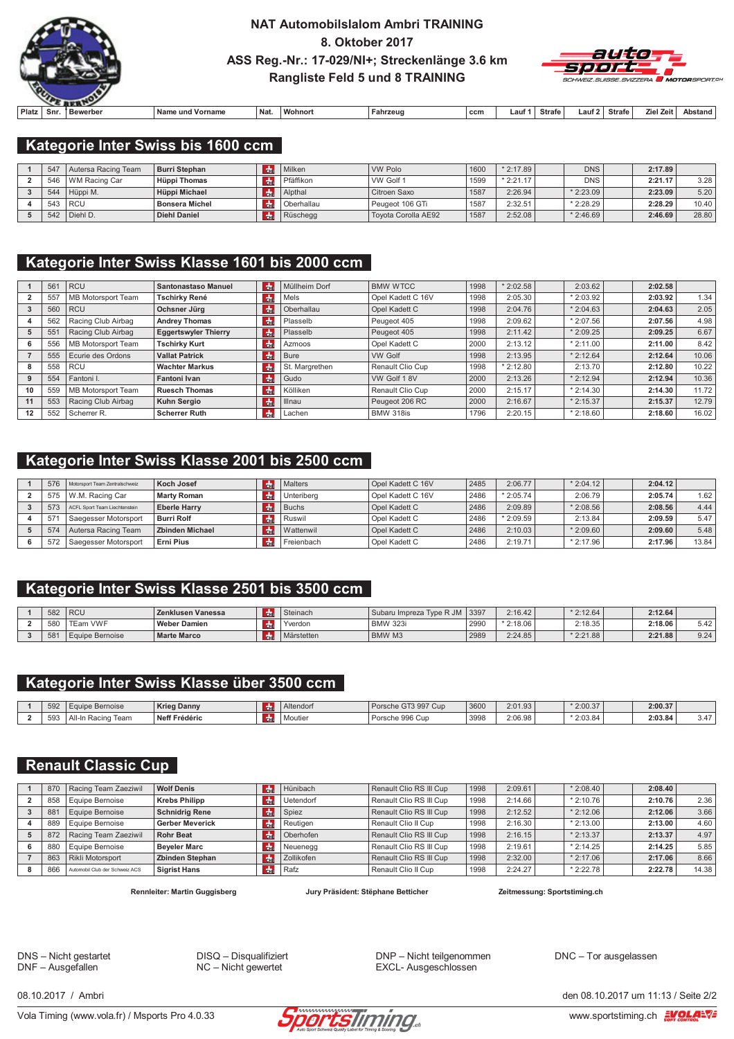# NAT Automobilslalom Ambri TRAINING

## 8. Oktober 2017

## ASS Reg.-Nr.: 17-029/NI+; Streckenlänge 3.6 km

## Rangliste Feld 5 und 8 TRAINING

### Kategorie Inter Swiss bis 1600 ccm

| Platz | Snr. | Bewerber | Name und Vorname | Nat. | Wohnort | Fahrzeug | ccm | Lauf 1 | Strafe | Lauf 2 | Strafe | Ziel Zeit | Abstand |
|---|---|---|---|---|---|---|---|---|---|---|---|---|---|
| 1 | 547 | Autersa Racing Team | **Burri Stephan** | CH | Milken | VW Polo | 1600 | * 2:17.89 | | DNS | | **2:17.89** | |
| 2 | 546 | WM Racing Car | **Hüppi Thomas** | CH | Pfäffikon | VW Golf 1 | 1599 | * 2:21.17 | | DNS | | **2:21.17** | 3.28 |
| 3 | 544 | Hüppi M. | **Hüppi Michael** | CH | Alpthal | Citroen Saxo | 1587 | 2:26.94 | | * 2:23.09 | | **2:23.09** | 5.20 |
| 4 | 543 | RCU | **Bonsera Michel** | CH | Oberhallau | Peugeot 106 GTi | 1587 | 2:32.51 | | * 2:28.29 | | **2:28.29** | 10.40 |
| 5 | 542 | Diehl D. | **Diehl Daniel** | CH | Rüschegg | Toyota Corolla AE92 | 1587 | 2:52.08 | | * 2:46.69 | | **2:46.69** | 28.80 |

### Kategorie Inter Swiss Klasse 1601 bis 2000 ccm

| Platz | Snr. | Bewerber | Name und Vorname | Nat. | Wohnort | Fahrzeug | ccm | Lauf 1 | Strafe | Lauf 2 | Strafe | Ziel Zeit | Abstand |
|---|---|---|---|---|---|---|---|---|---|---|---|---|---|
| 1 | 561 | RCU | **Santonastaso Manuel** | CH | Müllheim Dorf | BMW WTCC | 1998 | * 2:02.58 | | 2:03.62 | | **2:02.58** | |
| 2 | 557 | MB Motorsport Team | **Tschirky René** | CH | Mels | Opel Kadett C 16V | 1998 | 2:05.30 | | * 2:03.92 | | **2:03.92** | 1.34 |
| 3 | 560 | RCU | **Ochsner Jürg** | CH | Oberhallau | Opel Kadett C | 1998 | 2:04.76 | | * 2:04.63 | | **2:04.63** | 2.05 |
| 4 | 562 | Racing Club Airbag | **Andrey Thomas** | CH | Plasselb | Peugeot 405 | 1998 | 2:09.62 | | * 2:07.56 | | **2:07.56** | 4.98 |
| 5 | 551 | Racing Club Airbag | **Eggertswyler Thierry** | CH | Plasselb | Peugeot 405 | 1998 | 2:11.42 | | * 2:09.25 | | **2:09.25** | 6.67 |
| 6 | 556 | MB Motorsport Team | **Tschirky Kurt** | CH | Azmoos | Opel Kadett C | 2000 | 2:13.12 | | * 2:11.00 | | **2:11.00** | 8.42 |
| 7 | 555 | Ecurie des Ordons | **Vallat Patrick** | CH | Bure | VW Golf | 1998 | 2:13.95 | | * 2:12.64 | | **2:12.64** | 10.06 |
| 8 | 558 | RCU | **Wachter Markus** | CH | St. Margrethen | Renault Clio Cup | 1998 | * 2:12.80 | | 2:13.70 | | **2:12.80** | 10.22 |
| 9 | 554 | Fantoni I. | **Fantoni Ivan** | CH | Gudo | VW Golf 1 8V | 2000 | 2:13.26 | | * 2:12.94 | | **2:12.94** | 10.36 |
| 10 | 559 | MB Motorsport Team | **Ruesch Thomas** | CH | Kölliken | Renault Clio Cup | 2000 | 2:15.17 | | * 2:14.30 | | **2:14.30** | 11.72 |
| 11 | 553 | Racing Club Airbag | **Kuhn Sergio** | CH | Illnau | Peugeot 206 RC | 2000 | 2:16.67 | | * 2:15.37 | | **2:15.37** | 12.79 |
| 12 | 552 | Scherrer R. | **Scherrer Ruth** | CH | Lachen | BMW 318is | 1796 | 2:20.15 | | * 2:18.60 | | **2:18.60** | 16.02 |

### Kategorie Inter Swiss Klasse 2001 bis 2500 ccm

| Platz | Snr. | Bewerber | Name und Vorname | Nat. | Wohnort | Fahrzeug | ccm | Lauf 1 | Strafe | Lauf 2 | Strafe | Ziel Zeit | Abstand |
|---|---|---|---|---|---|---|---|---|---|---|---|---|---|
| 1 | 576 | Motorsport Team Zentralschweiz | **Koch Josef** | CH | Malters | Opel Kadett C 16V | 2485 | 2:06.77 | | * 2:04.12 | | **2:04.12** | |
| 2 | 575 | W.M. Racing Car | **Marty Roman** | CH | Unteriberg | Opel Kadett C 16V | 2486 | * 2:05.74 | | 2:06.79 | | **2:05.74** | 1.62 |
| 3 | 573 | ACFL Sport Team Liechtenstein | **Eberle Harry** | CH | Buchs | Opel Kadett C | 2486 | 2:09.89 | | * 2:08.56 | | **2:08.56** | 4.44 |
| 4 | 571 | Saegesser Motorsport | **Burri Rolf** | CH | Ruswil | Opel Kadett C | 2486 | * 2:09.59 | | 2:13.84 | | **2:09.59** | 5.47 |
| 5 | 574 | Autersa Racing Team | **Zbinden Michael** | CH | Wattenwil | Opel Kadett C | 2486 | 2:10.03 | | * 2:09.60 | | **2:09.60** | 5.48 |
| 6 | 572 | Saegesser Motorsport | **Erni Pius** | CH | Freienbach | Opel Kadett C | 2486 | 2:19.71 | | * 2:17.96 | | **2:17.96** | 13.84 |

### Kategorie Inter Swiss Klasse 2501 bis 3500 ccm

| Platz | Snr. | Bewerber | Name und Vorname | Nat. | Wohnort | Fahrzeug | ccm | Lauf 1 | Strafe | Lauf 2 | Strafe | Ziel Zeit | Abstand |
|---|---|---|---|---|---|---|---|---|---|---|---|---|---|
| 1 | 582 | RCU | **Zenklusen Vanessa** | CH | Steinach | Subaru Impreza Type R JM | 3397 | 2:16.42 | | * 2:12.64 | | **2:12.64** | |
| 2 | 580 | TEam VWF | **Weber Damien** | CH | Yverdon | BMW 323i | 2990 | * 2:18.06 | | 2:18.35 | | **2:18.06** | 5.42 |
| 3 | 581 | Equipe Bernoise | **Marte Marco** | CH | Märstetten | BMW M3 | 2989 | 2:24.85 | | * 2:21.88 | | **2:21.88** | 9.24 |

### Kategorie Inter Swiss Klasse über 3500 ccm

| Platz | Snr. | Bewerber | Name und Vorname | Nat. | Wohnort | Fahrzeug | ccm | Lauf 1 | Strafe | Lauf 2 | Strafe | Ziel Zeit | Abstand |
|---|---|---|---|---|---|---|---|---|---|---|---|---|---|
| 1 | 592 | Equipe Bernoise | **Krieg Danny** | CH | Altendorf | Porsche GT3 997 Cup | 3600 | 2:01.93 | | * 2:00.37 | | **2:00.37** | |
| 2 | 593 | All-In Racing Team | **Neff Frédéric** | CH | Moutier | Porsche 996 Cup | 3998 | 2:06.98 | | * 2:03.84 | | **2:03.84** | 3.47 |

### Renault Classic Cup

| Platz | Snr. | Bewerber | Name und Vorname | Nat. | Wohnort | Fahrzeug | ccm | Lauf 1 | Strafe | Lauf 2 | Strafe | Ziel Zeit | Abstand |
|---|---|---|---|---|---|---|---|---|---|---|---|---|---|
| 1 | 870 | Racing Team Zaeziwil | **Wolf Denis** | CH | Hünibach | Renault Clio RS III Cup | 1998 | 2:09.61 | | * 2:08.40 | | **2:08.40** | |
| 2 | 858 | Equipe Bernoise | **Krebs Philipp** | CH | Uetendorf | Renault Clio RS III Cup | 1998 | 2:14.66 | | * 2:10.76 | | **2:10.76** | 2.36 |
| 3 | 881 | Equipe Bernoise | **Schnidrig Rene** | CH | Spiez | Renault Clio RS III Cup | 1998 | 2:12.52 | | * 2:12.06 | | **2:12.06** | 3.66 |
| 4 | 889 | Equipe Bernoise | **Gerber Meverick** | CH | Reutigen | Renault Clio II Cup | 1998 | 2:16.30 | | * 2:13.00 | | **2:13.00** | 4.60 |
| 5 | 872 | Racing Team Zaeziwil | **Rohr Beat** | CH | Oberhofen | Renault Clio RS III Cup | 1998 | 2:16.15 | | * 2:13.37 | | **2:13.37** | 4.97 |
| 6 | 880 | Equipe Bernoise | **Beyeler Marc** | CH | Neuenegg | Renault Clio RS III Cup | 1998 | 2:19.61 | | * 2:14.25 | | **2:14.25** | 5.85 |
| 7 | 863 | Rikli Motorsport | **Zbinden Stephan** | CH | Zollikofen | Renault Clio RS III Cup | 1998 | 2:32.00 | | * 2:17.06 | | **2:17.06** | 8.66 |
| 8 | 866 | Automobil Club der Schweiz ACS | **Sigrist Hans** | CH | Rafz | Renault Clio II Cup | 1998 | 2:24.27 | | * 2:22.78 | | **2:22.78** | 14.38 |

**Rennleiter: Martin Guggisberg** **Jury Präsident: Stèphane Betticher** **Zeitmessung: Sportstiming.ch**

DNS – Nicht gestartet
DNF – Ausgefallen
DISQ – Disqualifiziert
NC – Nicht gewertet
DNP – Nicht teilgenommen
EXCL- Ausgeschlossen
DNC – Tor ausgelassen

08.10.2017 / Ambri

den 08.10.2017 um 11:13

Vola Timing (www.vola.fr) / Msports Pro 4.0.33

www.sportstiming.ch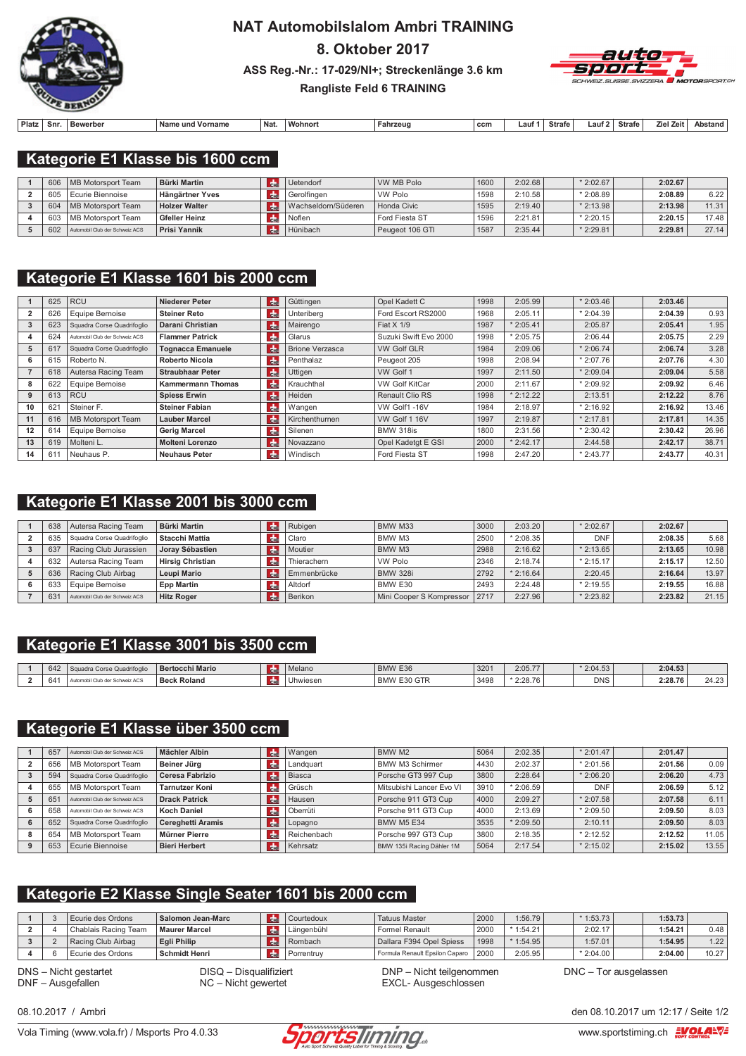# NAT Automobilslalom Ambri TRAINING

## 8. Oktober 2017

### ASS Reg.-Nr.: 17-029/NI+; Streckenlänge 3.6 km

### Rangliste Feld 6 TRAINING

## Kategorie E1 Klasse bis 1600 ccm

| Platz | Snr. | Bewerber | Name und Vorname | Nat. | Wohnort | Fahrzeug | ccm | Lauf 1 | Strafe | Lauf 2 | Strafe | Ziel Zeit | Abstand |
|---|---|---|---|---|---|---|---|---|---|---|---|---|---|
| 1 | 606 | MB Motorsport Team | **Bürki Martin** | CH | Uetendorf | VW MB Polo | 1600 | 2:02.68 | | * 2:02.67 | | **2:02.67** | |
| 2 | 605 | Ecurie Biennoise | **Hängärtner Yves** | CH | Gerolfingen | VW Polo | 1598 | 2:10.58 | | * 2:08.89 | | **2:08.89** | 6.22 |
| 3 | 604 | MB Motorsport Team | **Holzer Walter** | CH | Wachseldorn/Süderen | Honda Civic | 1595 | 2:19.40 | | * 2:13.98 | | **2:13.98** | 11.31 |
| 4 | 603 | MB Motorsport Team | **Gfeller Heinz** | CH | Noflen | Ford Fiesta ST | 1596 | 2:21.81 | | * 2:20.15 | | **2:20.15** | 17.48 |
| 5 | 602 | Automobil Club der Schweiz ACS | **Prisi Yannik** | CH | Hünibach | Peugeot 106 GTI | 1587 | 2:35.44 | | * 2:29.81 | | **2:29.81** | 27.14 |

## Kategorie E1 Klasse 1601 bis 2000 ccm

| Platz | Snr. | Bewerber | Name und Vorname | Nat. | Wohnort | Fahrzeug | ccm | Lauf 1 | Strafe | Lauf 2 | Strafe | Ziel Zeit | Abstand |
|---|---|---|---|---|---|---|---|---|---|---|---|---|---|
| 1 | 625 | RCU | **Niederer Peter** | CH | Güttingen | Opel Kadett C | 1998 | 2:05.99 | | * 2:03.46 | | **2:03.46** | |
| 2 | 626 | Equipe Bernoise | **Steiner Reto** | CH | Unteriberg | Ford Escort RS2000 | 1968 | 2:05.11 | | * 2:04.39 | | **2:04.39** | 0.93 |
| 3 | 623 | Squadra Corse Quadrifoglio | **Darani Christian** | CH | Mairengo | Fiat X 1/9 | 1987 | * 2:05.41 | | 2:05.87 | | **2:05.41** | 1.95 |
| 4 | 624 | Automobil Club der Schweiz ACS | **Flammer Patrick** | CH | Glarus | Suzuki Swift Evo 2000 | 1998 | * 2:05.75 | | 2:06.44 | | **2:05.75** | 2.29 |
| 5 | 617 | Squadra Corse Quadrifoglio | **Tognacca Emanuele** | CH | Brione Verzasca | VW Golf GLR | 1984 | 2:09.06 | | * 2:06.74 | | **2:06.74** | 3.28 |
| 6 | 615 | Roberto N. | **Roberto Nicola** | CH | Penthalaz | Peugeot 205 | 1998 | 2:08.94 | | * 2:07.76 | | **2:07.76** | 4.30 |
| 7 | 618 | Autersa Racing Team | **Straubhaar Peter** | CH | Uttigen | VW Golf 1 | 1997 | 2:11.50 | | * 2:09.04 | | **2:09.04** | 5.58 |
| 8 | 622 | Equipe Bernoise | **Kammermann Thomas** | CH | Krauchthal | VW Golf KitCar | 2000 | 2:11.67 | | * 2:09.92 | | **2:09.92** | 6.46 |
| 9 | 613 | RCU | **Spiess Erwin** | CH | Heiden | Renault Clio RS | 1998 | * 2:12.22 | | 2:13.51 | | **2:12.22** | 8.76 |
| 10 | 621 | Steiner F. | **Steiner Fabian** | CH | Wangen | VW Golf1 -16V | 1984 | 2:18.97 | | * 2:16.92 | | **2:16.92** | 13.46 |
| 11 | 616 | MB Motorsport Team | **Lauber Marcel** | CH | Kirchenthurnen | VW Golf 1 16V | 1997 | 2:19.87 | | * 2:17.81 | | **2:17.81** | 14.35 |
| 12 | 614 | Equipe Bernoise | **Gerig Marcel** | CH | Silenen | BMW 318is | 1800 | 2:31.56 | | * 2:30.42 | | **2:30.42** | 26.96 |
| 13 | 619 | Molteni L. | **Molteni Lorenzo** | CH | Novazzano | Opel Kadetgt E GSI | 2000 | * 2:42.17 | | 2:44.58 | | **2:42.17** | 38.71 |
| 14 | 611 | Neuhaus P. | **Neuhaus Peter** | CH | Windisch | Ford Fiesta ST | 1998 | 2:47.20 | | * 2:43.77 | | **2:43.77** | 40.31 |

## Kategorie E1 Klasse 2001 bis 3000 ccm

| Platz | Snr. | Bewerber | Name und Vorname | Nat. | Wohnort | Fahrzeug | ccm | Lauf 1 | Strafe | Lauf 2 | Strafe | Ziel Zeit | Abstand |
|---|---|---|---|---|---|---|---|---|---|---|---|---|---|
| 1 | 638 | Autersa Racing Team | **Bürki Martin** | CH | Rubigen | BMW M33 | 3000 | 2:03.20 | | * 2:02.67 | | **2:02.67** | |
| 2 | 635 | Squadra Corse Quadrifoglio | **Stacchi Mattia** | CH | Claro | BMW M3 | 2500 | * 2:08.35 | | DNF | | **2:08.35** | 5.68 |
| 3 | 637 | Racing Club Jurassien | **Joray Sébastien** | CH | Moutier | BMW M3 | 2988 | 2:16.62 | | * 2:13.65 | | **2:13.65** | 10.98 |
| 4 | 632 | Autersa Racing Team | **Hirsig Christian** | CH | Thierachern | VW Polo | 2346 | 2:18.74 | | * 2:15.17 | | **2:15.17** | 12.50 |
| 5 | 636 | Racing Club Airbag | **Leupi Mario** | CH | Emmenbrücke | BMW 328i | 2792 | * 2:16.64 | | 2:20.45 | | **2:16.64** | 13.97 |
| 6 | 633 | Equipe Bernoise | **Epp Martin** | CH | Altdorf | BMW E30 | 2493 | 2:24.48 | | * 2:19.55 | | **2:19.55** | 16.88 |
| 7 | 631 | Automobil Club der Schweiz ACS | **Hitz Roger** | CH | Berikon | Mini Cooper S Kompressor | 2717 | 2:27.96 | | * 2:23.82 | | **2:23.82** | 21.15 |

## Kategorie E1 Klasse 3001 bis 3500 ccm

| Platz | Snr. | Bewerber | Name und Vorname | Nat. | Wohnort | Fahrzeug | ccm | Lauf 1 | Strafe | Lauf 2 | Strafe | Ziel Zeit | Abstand |
|---|---|---|---|---|---|---|---|---|---|---|---|---|---|
| 1 | 642 | Squadra Corse Quadrifoglio | **Bertocchi Mario** | CH | Melano | BMW E36 | 3201 | 2:05.77 | | * 2:04.53 | | **2:04.53** | |
| 2 | 641 | Automobil Club der Schweiz ACS | **Beck Roland** | CH | Uhwiesen | BMW E30 GTR | 3498 | * 2:28.76 | | DNS | | **2:28.76** | 24.23 |

## Kategorie E1 Klasse über 3500 ccm

| Platz | Snr. | Bewerber | Name und Vorname | Nat. | Wohnort | Fahrzeug | ccm | Lauf 1 | Strafe | Lauf 2 | Strafe | Ziel Zeit | Abstand |
|---|---|---|---|---|---|---|---|---|---|---|---|---|---|
| 1 | 657 | Automobil Club der Schweiz ACS | **Mächler Albin** | CH | Wangen | BMW M2 | 5064 | 2:02.35 | | * 2:01.47 | | **2:01.47** | |
| 2 | 656 | MB Motorsport Team | **Beiner Jürg** | CH | Landquart | BMW M3 Schirmer | 4430 | 2:02.37 | | * 2:01.56 | | **2:01.56** | 0.09 |
| 3 | 594 | Squadra Corse Quadrifoglio | **Ceresa Fabrizio** | CH | Biasca | Porsche GT3 997 Cup | 3800 | 2:28.64 | | * 2:06.20 | | **2:06.20** | 4.73 |
| 4 | 655 | MB Motorsport Team | **Tarnutzer Koni** | CH | Grüsch | Mitsubishi Lancer Evo VI | 3910 | * 2:06.59 | | DNF | | **2:06.59** | 5.12 |
| 5 | 651 | Automobil Club der Schweiz ACS | **Drack Patrick** | CH | Hausen | Porsche 911 GT3 Cup | 4000 | 2:09.27 | | * 2:07.58 | | **2:07.58** | 6.11 |
| 6 | 658 | Automobil Club der Schweiz ACS | **Koch Daniel** | CH | Oberrüti | Porsche 911 GT3 Cup | 4000 | 2:13.69 | | * 2:09.50 | | **2:09.50** | 8.03 |
| 6 | 652 | Squadra Corse Quadrifoglio | **Cereghetti Aramis** | CH | Lopagno | BMW M5 E34 | 3535 | * 2:09.50 | | 2:10.11 | | **2:09.50** | 8.03 |
| 8 | 654 | MB Motorsport Team | **Mürner Pierre** | CH | Reichenbach | Porsche 997 GT3 Cup | 3800 | 2:18.35 | | * 2:12.52 | | **2:12.52** | 11.05 |
| 9 | 653 | Ecurie Biennoise | **Bieri Herbert** | CH | Kehrsatz | BMW 135i Racing Dähler 1M | 5064 | 2:17.54 | | * 2:15.02 | | **2:15.02** | 13.55 |

## Kategorie E2 Klasse Single Seater 1601 bis 2000 ccm

| Platz | Snr. | Bewerber | Name und Vorname | Nat. | Wohnort | Fahrzeug | ccm | Lauf 1 | Strafe | Lauf 2 | Strafe | Ziel Zeit | Abstand |
|---|---|---|---|---|---|---|---|---|---|---|---|---|---|
| 1 | 3 | Ecurie des Ordons | **Salomon Jean-Marc** | CH | Courtedoux | Tatuus Master | 2000 | 1:56.79 | | * 1:53.73 | | **1:53.73** | |
| 2 | 4 | Chablais Racing Team | **Maurer Marcel** | CH | Längenbühl | Formel Renault | 2000 | * 1:54.21 | | 2:02.17 | | **1:54.21** | 0.48 |
| 3 | 2 | Racing Club Airbag | **Egli Philip** | CH | Rombach | Dallara F394 Opel Spiess | 1998 | * 1:54.95 | | 1:57.01 | | **1:54.95** | 1.22 |
| 4 | 6 | Ecurie des Ordons | **Schmidt Henri** | CH | Porrentruy | Formula Renault Epsilon Caparo | 2000 | 2:05.95 | | * 2:04.00 | | **2:04.00** | 10.27 |

DNS – Nicht gestartet
DNF – Ausgefallen
DISQ – Disqualifiziert
NC – Nicht gewertet
DNP – Nicht teilgenommen
EXCL- Ausgeschlossen
DNC – Tor ausgelassen

08.10.2017 / Ambri

den 08.10.2017 um 12:17

Vola Timing (www.vola.fr) / Msports Pro 4.0.33

www.sportstiming.ch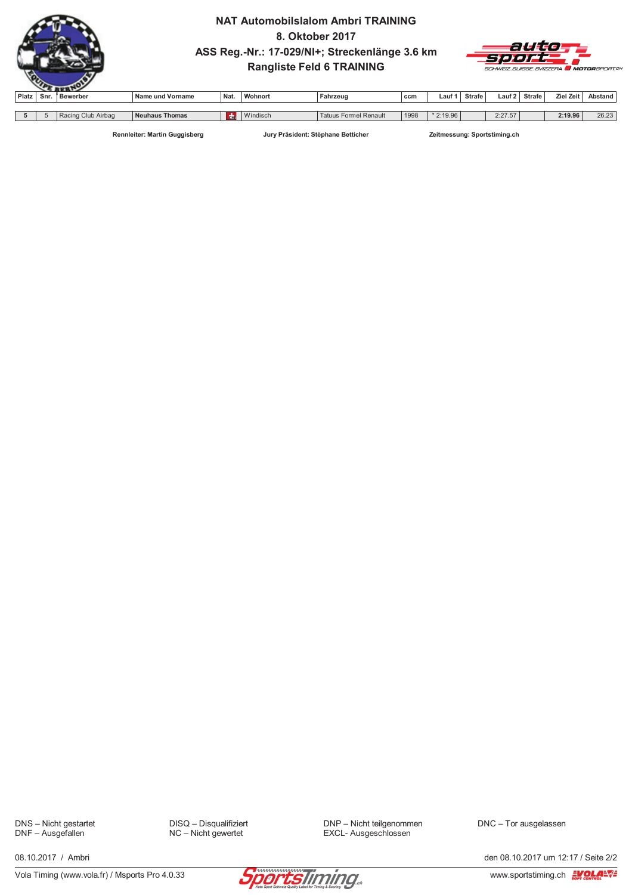# NAT Automobilslalom Ambri TRAINING

## 8. Oktober 2017

## ASS Reg.-Nr.: 17-029/NI+; Streckenlänge 3.6 km

## Rangliste Feld 6 TRAINING

| Platz | Snr. | Bewerber | Name und Vorname | Nat. | Wohnort | Fahrzeug | ccm | Lauf 1 | Strafe | Lauf 2 | Strafe | Ziel Zeit | Abstand |
|---|---|---|---|---|---|---|---|---|---|---|---|---|---|
| **5** | 5 | Racing Club Airbag | **Neuhaus Thomas** | CH | Windisch | Tatuus Formel Renault | 1998 | * 2:19.96 | | 2:27.57 | | **2:19.96** | 26.23 |

**Rennleiter: Martin Guggisberg** | **Jury Präsident: Stèphane Betticher** | **Zeitmessung: Sportstiming.ch**

DNS – Nicht gestartet
DNF – Ausgefallen
DISQ – Disqualifiziert
NC – Nicht gewertet
DNP – Nicht teilgenommen
EXCL- Ausgeschlossen
DNC – Tor ausgelassen

08.10.2017 / Ambri

den 08.10.2017 um 12:17 / Seite 2/2

Vola Timing (www.vola.fr) / Msports Pro 4.0.33

www.sportstiming.ch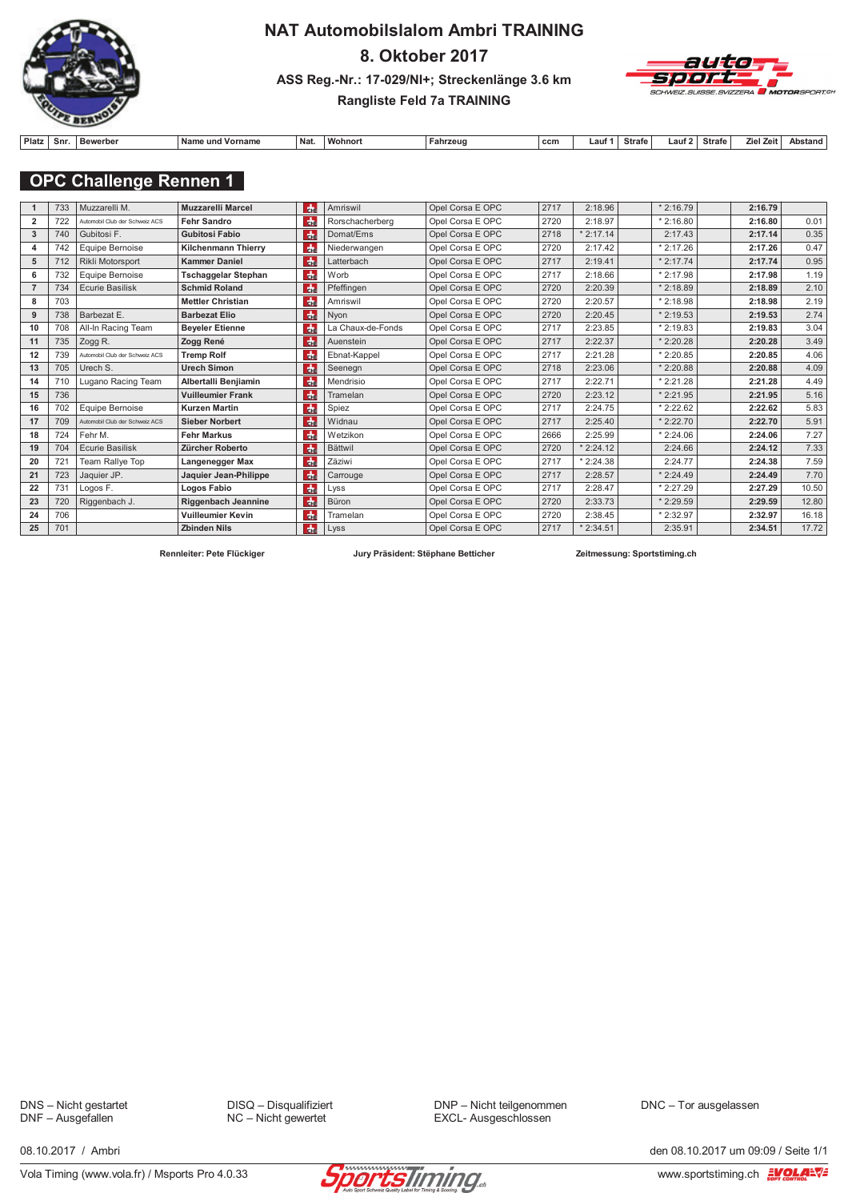# NAT Automobilslalom Ambri TRAINING

## 8. Oktober 2017

### ASS Reg.-Nr.: 17-029/NI+; Streckenlänge 3.6 km

### Rangliste Feld 7a TRAINING

## OPC Challenge Rennen 1

| Platz | Snr. | Bewerber | Name und Vorname | Nat. | Wohnort | Fahrzeug | ccm | Lauf 1 | Strafe | Lauf 2 | Strafe | Ziel Zeit | Abstand |
|---|---|---|---|---|---|---|---|---|---|---|---|---|---|
| 1 | 733 | Muzzarelli M. | **Muzzarelli Marcel** | CH | Amriswil | Opel Corsa E OPC | 2717 | 2:18.96 | | * 2:16.79 | | **2:16.79** | |
| 2 | 722 | Automobil Club der Schweiz ACS | **Fehr Sandro** | CH | Rorschacherberg | Opel Corsa E OPC | 2720 | 2:18.97 | | * 2:16.80 | | **2:16.80** | 0.01 |
| 3 | 740 | Gubitosi F. | **Gubitosi Fabio** | CH | Domat/Ems | Opel Corsa E OPC | 2718 | * 2:17.14 | | 2:17.43 | | **2:17.14** | 0.35 |
| 4 | 742 | Equipe Bernoise | **Kilchenmann Thierry** | CH | Niederwangen | Opel Corsa E OPC | 2720 | 2:17.42 | | * 2:17.26 | | **2:17.26** | 0.47 |
| 5 | 712 | Rikli Motorsport | **Kammer Daniel** | CH | Latterbach | Opel Corsa E OPC | 2717 | 2:19.41 | | * 2:17.74 | | **2:17.74** | 0.95 |
| 6 | 732 | Equipe Bernoise | **Tschaggelar Stephan** | CH | Worb | Opel Corsa E OPC | 2717 | 2:18.66 | | * 2:17.98 | | **2:17.98** | 1.19 |
| 7 | 734 | Ecurie Basilisk | **Schmid Roland** | CH | Pfeffingen | Opel Corsa E OPC | 2720 | 2:20.39 | | * 2:18.89 | | **2:18.89** | 2.10 |
| 8 | 703 | | **Mettler Christian** | CH | Amriswil | Opel Corsa E OPC | 2720 | 2:20.57 | | * 2:18.98 | | **2:18.98** | 2.19 |
| 9 | 738 | Barbezat E. | **Barbezat Elio** | CH | Nyon | Opel Corsa E OPC | 2720 | 2:20.45 | | * 2:19.53 | | **2:19.53** | 2.74 |
| 10 | 708 | All-In Racing Team | **Beyeler Etienne** | CH | La Chaux-de-Fonds | Opel Corsa E OPC | 2717 | 2:23.85 | | * 2:19.83 | | **2:19.83** | 3.04 |
| 11 | 735 | Zogg R. | **Zogg René** | CH | Auenstein | Opel Corsa E OPC | 2717 | 2:22.37 | | * 2:20.28 | | **2:20.28** | 3.49 |
| 12 | 739 | Automobil Club der Schweiz ACS | **Tremp Rolf** | CH | Ebnat-Kappel | Opel Corsa E OPC | 2717 | 2:21.28 | | * 2:20.85 | | **2:20.85** | 4.06 |
| 13 | 705 | Urech S. | **Urech Simon** | CH | Seengen | Opel Corsa E OPC | 2718 | 2:23.06 | | * 2:20.88 | | **2:20.88** | 4.09 |
| 14 | 710 | Lugano Racing Team | **Albertalli Benjiamin** | CH | Mendrisio | Opel Corsa E OPC | 2717 | 2:22.71 | | * 2:21.28 | | **2:21.28** | 4.49 |
| 15 | 736 | | **Vuilleumier Frank** | CH | Tramelan | Opel Corsa E OPC | 2720 | 2:23.12 | | * 2:21.95 | | **2:21.95** | 5.16 |
| 16 | 702 | Equipe Bernoise | **Kurzen Martin** | CH | Spiez | Opel Corsa E OPC | 2717 | 2:24.75 | | * 2:22.62 | | **2:22.62** | 5.83 |
| 17 | 709 | Automobil Club der Schweiz ACS | **Sieber Norbert** | CH | Widnau | Opel Corsa E OPC | 2717 | 2:25.40 | | * 2:22.70 | | **2:22.70** | 5.91 |
| 18 | 724 | Fehr M. | **Fehr Markus** | CH | Wetzikon | Opel Corsa E OPC | 2666 | 2:25.99 | | * 2:24.06 | | **2:24.06** | 7.27 |
| 19 | 704 | Ecurie Basilisk | **Zürcher Roberto** | CH | Bättwil | Opel Corsa E OPC | 2720 | * 2:24.12 | | 2:24.66 | | **2:24.12** | 7.33 |
| 20 | 721 | Team Rallye Top | **Langenegger Max** | CH | Zäziwi | Opel Corsa E OPC | 2717 | * 2:24.38 | | 2:24.77 | | **2:24.38** | 7.59 |
| 21 | 723 | Jaquier JP. | **Jaquier Jean-Philippe** | CH | Carrouge | Opel Corsa E OPC | 2717 | 2:28.57 | | * 2:24.49 | | **2:24.49** | 7.70 |
| 22 | 731 | Logos F. | **Logos Fabio** | CH | Lyss | Opel Corsa E OPC | 2717 | 2:28.47 | | * 2:27.29 | | **2:27.29** | 10.50 |
| 23 | 720 | Riggenbach J. | **Riggenbach Jeannine** | CH | Büron | Opel Corsa E OPC | 2720 | 2:33.73 | | * 2:29.59 | | **2:29.59** | 12.80 |
| 24 | 706 | | **Vuilleumier Kevin** | CH | Tramelan | Opel Corsa E OPC | 2720 | 2:38.45 | | * 2:32.97 | | **2:32.97** | 16.18 |
| 25 | 701 | | **Zbinden Nils** | CH | Lyss | Opel Corsa E OPC | 2717 | * 2:34.51 | | 2:35.91 | | **2:34.51** | 17.72 |

**Rennleiter: Pete Flückiger** **Jury Präsident: Stéphane Betticher** **Zeitmessung: Sportstiming.ch**

DNS – Nicht gestartet
DNF – Ausgefallen
DISQ – Disqualifiziert
NC – Nicht gewertet
DNP – Nicht teilgenommen
EXCL- Ausgeschlossen
DNC – Tor ausgelassen

08.10.2017 / Ambri

den 08.10.2017 um 09:09 / Seite 1/1

Vola Timing (www.vola.fr) / Msports Pro 4.0.33

www.sportstiming.ch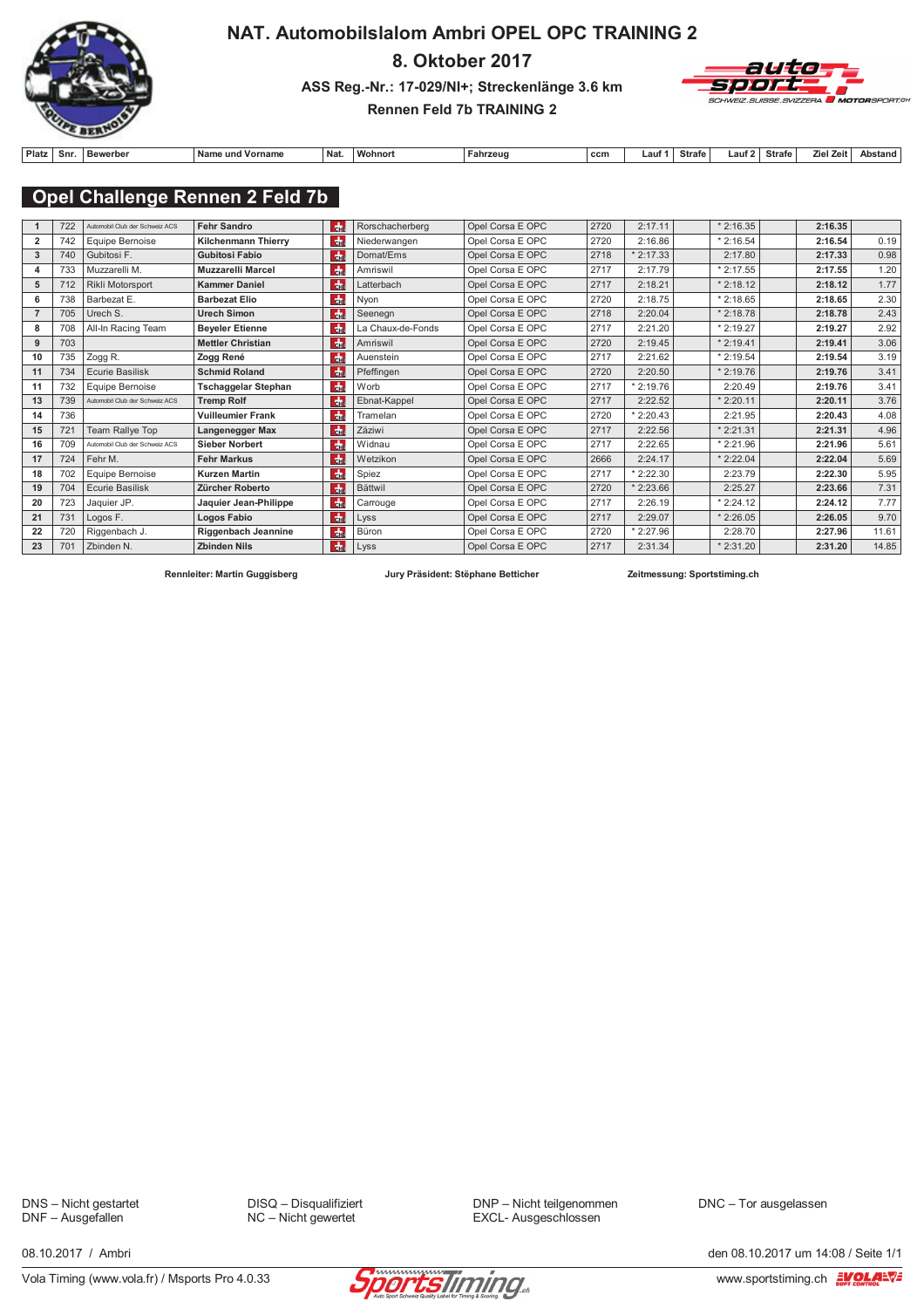# NAT. Automobilslalom Ambri OPEL OPC TRAINING 2

**8. Oktober 2017**

**ASS Reg.-Nr.: 17-029/NI+; Streckenlänge 3.6 km**

**Rennen Feld 7b TRAINING 2**

## Opel Challenge Rennen 2 Feld 7b

| Platz | Snr. | Bewerber | Name und Vorname | Nat. | Wohnort | Fahrzeug | ccm | Lauf 1 | Strafe | Lauf 2 | Strafe | Ziel Zeit | Abstand |
|---|---|---|---|---|---|---|---|---|---|---|---|---|---|
| 1 | 722 | Automobil Club der Schweiz ACS | **Fehr Sandro** | CH | Rorschacherberg | Opel Corsa E OPC | 2720 | 2:17.11 | | * 2:16.35 | | **2:16.35** | |
| 2 | 742 | Equipe Bernoise | **Kilchenmann Thierry** | CH | Niederwangen | Opel Corsa E OPC | 2720 | 2:16.86 | | * 2:16.54 | | **2:16.54** | 0.19 |
| 3 | 740 | Gubitosi F. | **Gubitosi Fabio** | CH | Domat/Ems | Opel Corsa E OPC | 2718 | * 2:17.33 | | 2:17.80 | | **2:17.33** | 0.98 |
| 4 | 733 | Muzzarelli M. | **Muzzarelli Marcel** | CH | Amriswil | Opel Corsa E OPC | 2717 | 2:17.79 | | * 2:17.55 | | **2:17.55** | 1.20 |
| 5 | 712 | Rikli Motorsport | **Kammer Daniel** | CH | Latterbach | Opel Corsa E OPC | 2717 | 2:18.21 | | * 2:18.12 | | **2:18.12** | 1.77 |
| 6 | 738 | Barbezat E. | **Barbezat Elio** | CH | Nyon | Opel Corsa E OPC | 2720 | 2:18.75 | | * 2:18.65 | | **2:18.65** | 2.30 |
| 7 | 705 | Urech S. | **Urech Simon** | CH | Seenegn | Opel Corsa E OPC | 2718 | 2:20.04 | | * 2:18.78 | | **2:18.78** | 2.43 |
| 8 | 708 | All-In Racing Team | **Beyeler Etienne** | CH | La Chaux-de-Fonds | Opel Corsa E OPC | 2717 | 2:21.20 | | * 2:19.27 | | **2:19.27** | 2.92 |
| 9 | 703 | | **Mettler Christian** | CH | Amriswil | Opel Corsa E OPC | 2720 | 2:19.45 | | * 2:19.41 | | **2:19.41** | 3.06 |
| 10 | 735 | Zogg R. | **Zogg René** | CH | Auenstein | Opel Corsa E OPC | 2717 | 2:21.62 | | * 2:19.54 | | **2:19.54** | 3.19 |
| 11 | 734 | Ecurie Basilisk | **Schmid Roland** | CH | Pfeffingen | Opel Corsa E OPC | 2720 | 2:20.50 | | * 2:19.76 | | **2:19.76** | 3.41 |
| 11 | 732 | Equipe Bernoise | **Tschaggelar Stephan** | CH | Worb | Opel Corsa E OPC | 2717 | * 2:19.76 | | 2:20.49 | | **2:19.76** | 3.41 |
| 13 | 739 | Automobil Club der Schweiz ACS | **Tremp Rolf** | CH | Ebnat-Kappel | Opel Corsa E OPC | 2717 | 2:22.52 | | * 2:20.11 | | **2:20.11** | 3.76 |
| 14 | 736 | | **Vuilleumier Frank** | CH | Tramelan | Opel Corsa E OPC | 2720 | * 2:20.43 | | 2:21.95 | | **2:20.43** | 4.08 |
| 15 | 721 | Team Rallye Top | **Langenegger Max** | CH | Zäziwi | Opel Corsa E OPC | 2717 | 2:22.56 | | * 2:21.31 | | **2:21.31** | 4.96 |
| 16 | 709 | Automobil Club der Schweiz ACS | **Sieber Norbert** | CH | Widnau | Opel Corsa E OPC | 2717 | 2:22.65 | | * 2:21.96 | | **2:21.96** | 5.61 |
| 17 | 724 | Fehr M. | **Fehr Markus** | CH | Wetzikon | Opel Corsa E OPC | 2666 | 2:24.17 | | * 2:22.04 | | **2:22.04** | 5.69 |
| 18 | 702 | Equipe Bernoise | **Kurzen Martin** | CH | Spiez | Opel Corsa E OPC | 2717 | * 2:22.30 | | 2:23.79 | | **2:22.30** | 5.95 |
| 19 | 704 | Ecurie Basilisk | **Zürcher Roberto** | CH | Bättwil | Opel Corsa E OPC | 2720 | * 2:23.66 | | 2:25.27 | | **2:23.66** | 7.31 |
| 20 | 723 | Jaquier JP. | **Jaquier Jean-Philippe** | CH | Carrouge | Opel Corsa E OPC | 2717 | 2:26.19 | | * 2:24.12 | | **2:24.12** | 7.77 |
| 21 | 731 | Logos F. | **Logos Fabio** | CH | Lyss | Opel Corsa E OPC | 2717 | 2:29.07 | | * 2:26.05 | | **2:26.05** | 9.70 |
| 22 | 720 | Riggenbach J. | **Riggenbach Jeannine** | CH | Büron | Opel Corsa E OPC | 2720 | * 2:27.96 | | 2:28.70 | | **2:27.96** | 11.61 |
| 23 | 701 | Zbinden N. | **Zbinden Nils** | CH | Lyss | Opel Corsa E OPC | 2717 | 2:31.34 | | * 2:31.20 | | **2:31.20** | 14.85 |

**Rennleiter: Martin Guggisberg** **Jury Präsident: Stéphane Betticher** **Zeitmessung: Sportstiming.ch**

DNS – Nicht gestartet
DNF – Ausgefallen
DISQ – Disqualifiziert
NC – Nicht gewertet
DNP – Nicht teilgenommen
EXCL- Ausgeschlossen
DNC – Tor ausgelassen

08.10.2017 / Ambri

den 08.10.2017 um 14:08 / Seite 1/1

Vola Timing (www.vola.fr) / Msports Pro 4.0.33

www.sportstiming.ch